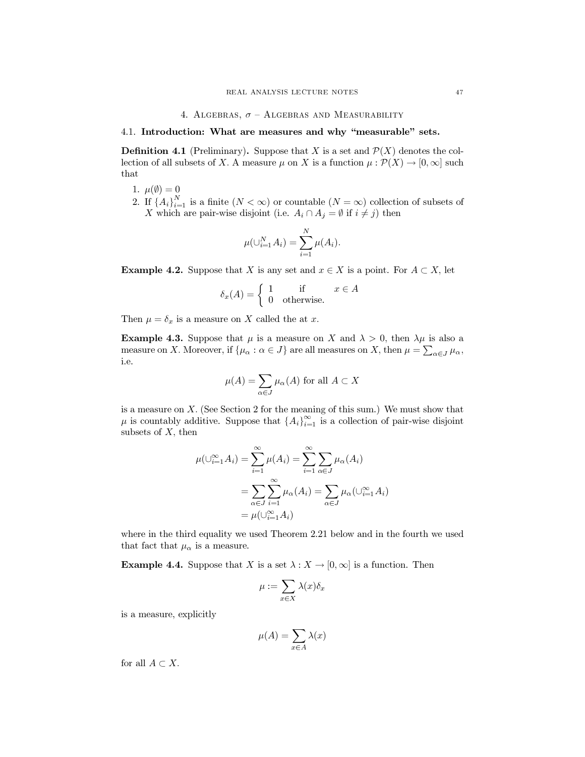# 4. Algebras, $\sigma$ – Algebras and Measurability

## 4.1. Introduction: What are measures and why "measurable" sets.

**Definition 4.1** (Preliminary)**.** Suppose that $X$ is a set and $\mathcal{P}(X)$ denotes the collection of all subsets of $X$. A measure $\mu$ on $X$ is a function $\mu : \mathcal{P}(X) \to [0, \infty]$ such that

1. $\mu(\emptyset) = 0$
2. If $\{A_i\}_{i=1}^N$ is a finite ($N < \infty$) or countable ($N = \infty$) collection of subsets of $X$ which are pair-wise disjoint (i.e. $A_i \cap A_j = \emptyset$ if $i \neq j$) then

$$\mu(\cup_{i=1}^N A_i) = \sum_{i=1}^N \mu(A_i).$$

**Example 4.2.** Suppose that $X$ is any set and $x \in X$ is a point. For $A \subset X$, let

$$\delta_x(A) = \begin{cases} 1 & \text{if} \quad x \in A \\ 0 & \text{otherwise.} \end{cases}$$

Then $\mu = \delta_x$ is a measure on $X$ called the at $x$.

**Example 4.3.** Suppose that $\mu$ is a measure on $X$ and $\lambda > 0$, then $\lambda \mu$ is also a measure on $X$. Moreover, if $\{\mu_\alpha : \alpha \in J\}$ are all measures on $X$, then $\mu = \sum_{\alpha \in J} \mu_\alpha$, i.e.

$$\mu(A) = \sum_{\alpha \in J} \mu_\alpha(A) \text{ for all } A \subset X$$

is a measure on $X$. (See Section 2 for the meaning of this sum.) We must show that $\mu$ is countably additive. Suppose that $\{A_i\}_{i=1}^\infty$ is a collection of pair-wise disjoint subsets of $X$, then

$$\begin{aligned}
\mu(\cup_{i=1}^\infty A_i) &= \sum_{i=1}^\infty \mu(A_i) = \sum_{i=1}^\infty \sum_{\alpha \in J} \mu_\alpha(A_i) \\
&= \sum_{\alpha \in J} \sum_{i=1}^\infty \mu_\alpha(A_i) = \sum_{\alpha \in J} \mu_\alpha(\cup_{i=1}^\infty A_i) \\
&= \mu(\cup_{i=1}^\infty A_i)
\end{aligned}$$

where in the third equality we used Theorem 2.21 below and in the fourth we used that fact that $\mu_\alpha$ is a measure.

**Example 4.4.** Suppose that $X$ is a set $\lambda : X \to [0, \infty]$ is a function. Then

$$\mu := \sum_{x \in X} \lambda(x) \delta_x$$

is a measure, explicitly

$$\mu(A) = \sum_{x \in A} \lambda(x)$$

for all $A \subset X$.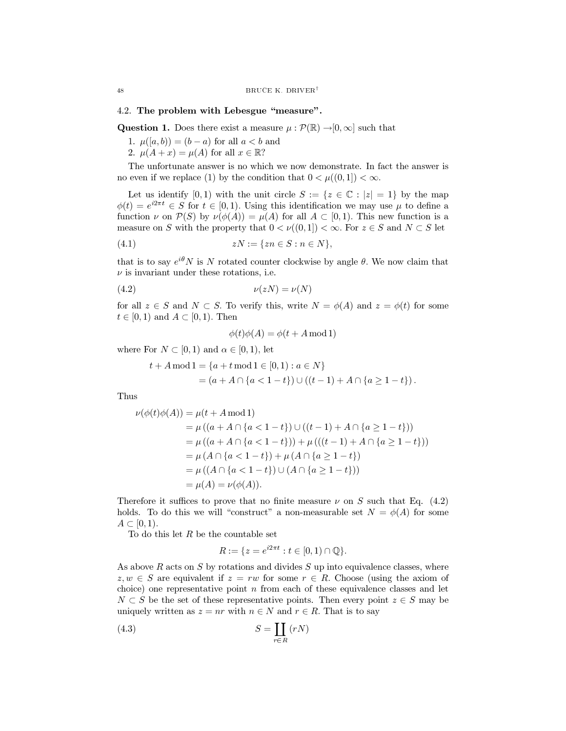### 4.2. **The problem with Lebesgue "measure".**

**Question 1.** Does there exist a measure $\mu : \mathcal{P}(\mathbb{R}) \to [0, \infty]$ such that

1. $\mu([a, b)) = (b - a)$ for all $a < b$ and
2. $\mu(A + x) = \mu(A)$ for all $x \in \mathbb{R}$?

The unfortunate answer is no which we now demonstrate. In fact the answer is no even if we replace (1) by the condition that $0 < \mu((0, 1]) < \infty$.

Let us identify $[0, 1)$ with the unit circle $S := \{z \in \mathbb{C} : |z| = 1\}$ by the map $\phi(t) = e^{i2\pi t} \in S$ for $t \in [0, 1)$. Using this identification we may use $\mu$ to define a function $\nu$ on $\mathcal{P}(S)$ by $\nu(\phi(A)) = \mu(A)$ for all $A \subset [0, 1)$. This new function is a measure on $S$ with the property that $0 < \nu((0, 1]) < \infty$. For $z \in S$ and $N \subset S$ let

$$zN := \{zn \in S : n \in N\}, \tag{4.1}$$

that is to say $e^{i\theta}N$ is $N$ rotated counter clockwise by angle $\theta$. We now claim that $\nu$ is invariant under these rotations, i.e.

$$\nu(zN) = \nu(N) \tag{4.2}$$

for all $z \in S$ and $N \subset S$. To verify this, write $N = \phi(A)$ and $z = \phi(t)$ for some $t \in [0, 1)$ and $A \subset [0, 1)$. Then

$$\phi(t)\phi(A) = \phi(t + A \bmod 1)$$

where For $N \subset [0, 1)$ and $\alpha \in [0, 1)$, let

$$\begin{aligned} t + A \bmod 1 &= \{a + t \bmod 1 \in [0, 1) : a \in N\} \\ &= (a + A \cap \{a < 1 - t\}) \cup ((t - 1) + A \cap \{a \geq 1 - t\}). \end{aligned}$$

Thus

$$\begin{aligned} \nu(\phi(t)\phi(A)) &= \mu(t + A \bmod 1) \\ &= \mu\left((a + A \cap \{a < 1 - t\}) \cup ((t - 1) + A \cap \{a \geq 1 - t\})\right) \\ &= \mu\left((a + A \cap \{a < 1 - t\})\right) + \mu\left(((t - 1) + A \cap \{a \geq 1 - t\})\right) \\ &= \mu\left(A \cap \{a < 1 - t\}\right) + \mu\left(A \cap \{a \geq 1 - t\}\right) \\ &= \mu\left((A \cap \{a < 1 - t\}) \cup (A \cap \{a \geq 1 - t\})\right) \\ &= \mu(A) = \nu(\phi(A)). \end{aligned}$$

Therefore it suffices to prove that no finite measure $\nu$ on $S$ such that Eq. (4.2) holds. To do this we will "construct" a non-measurable set $N = \phi(A)$ for some $A \subset [0, 1)$.

To do this let $R$ be the countable set

$$R := \{z = e^{i2\pi t} : t \in [0, 1) \cap \mathbb{Q}\}.$$

As above $R$ acts on $S$ by rotations and divides $S$ up into equivalence classes, where $z, w \in S$ are equivalent if $z = rw$ for some $r \in R$. Choose (using the axiom of choice) one representative point $n$ from each of these equivalence classes and let $N \subset S$ be the set of these representative points. Then every point $z \in S$ may be uniquely written as $z = nr$ with $n \in N$ and $r \in R$. That is to say

$$S = \coprod_{r \in R} (rN) \tag{4.3}$$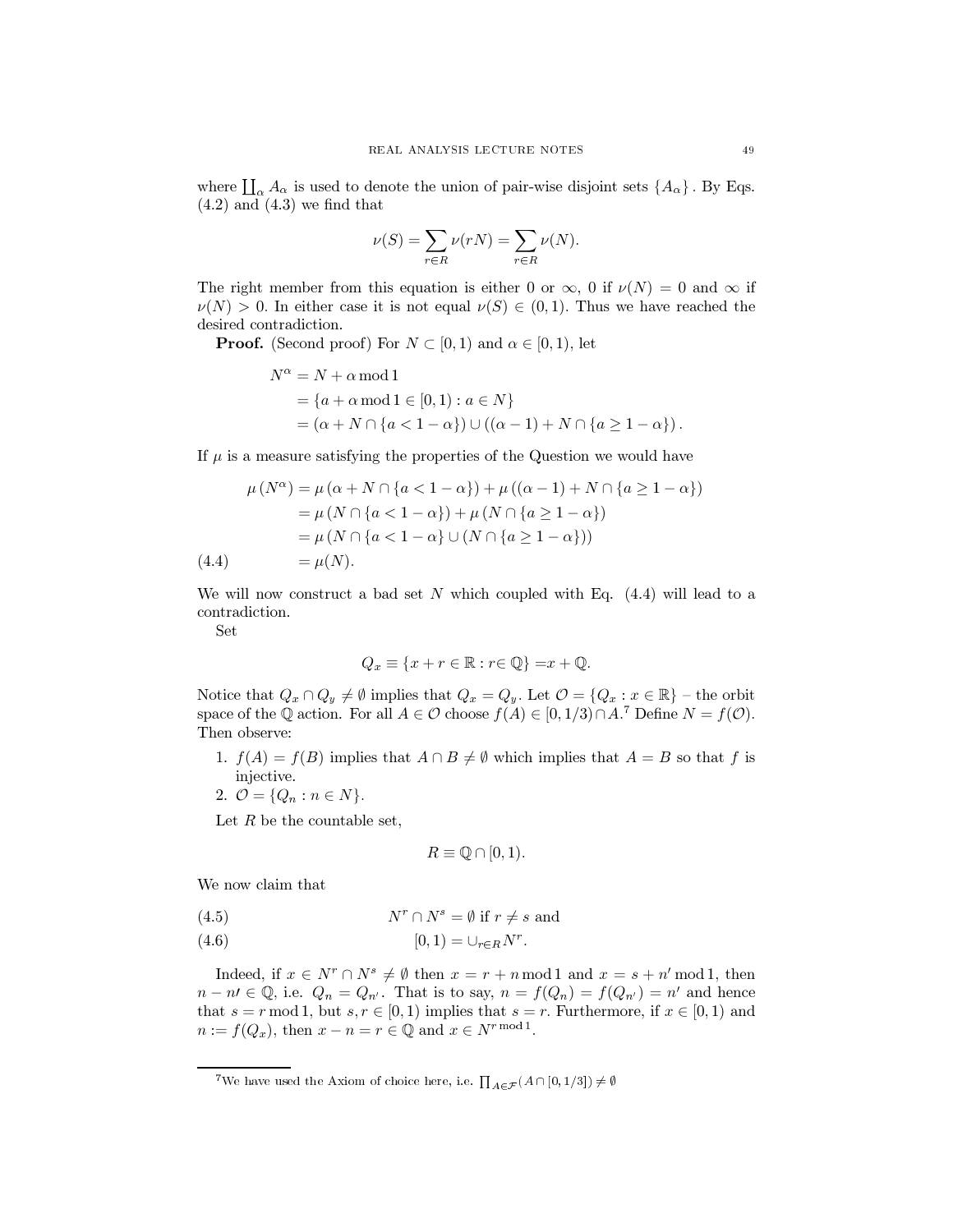where $\coprod_\alpha A_\alpha$ is used to denote the union of pair-wise disjoint sets $\{A_\alpha\}$. By Eqs. (4.2) and (4.3) we find that

$$\nu(S) = \sum_{r \in R} \nu(rN) = \sum_{r \in R} \nu(N).$$

The right member from this equation is either 0 or $\infty$, 0 if $\nu(N) = 0$ and $\infty$ if $\nu(N) > 0$. In either case it is not equal $\nu(S) \in (0,1)$. Thus we have reached the desired contradiction.

**Proof.** (Second proof) For $N \subset [0,1)$ and $\alpha \in [0,1)$, let

$$\begin{aligned}
N^\alpha &= N + \alpha \bmod 1 \\
&= \{a + \alpha \bmod 1 \in [0,1) : a \in N\} \\
&= (\alpha + N \cap \{a < 1 - \alpha\}) \cup ((\alpha - 1) + N \cap \{a \geq 1 - \alpha\}).
\end{aligned}$$

If $\mu$ is a measure satisfying the properties of the Question we would have

$$\begin{aligned}
\mu(N^\alpha) &= \mu(\alpha + N \cap \{a < 1 - \alpha\}) + \mu((\alpha - 1) + N \cap \{a \geq 1 - \alpha\}) \\
&= \mu(N \cap \{a < 1 - \alpha\}) + \mu(N \cap \{a \geq 1 - \alpha\}) \\
&= \mu(N \cap \{a < 1 - \alpha\} \cup (N \cap \{a \geq 1 - \alpha\})) \\
&= \mu(N). \qquad (4.4)
\end{aligned}$$

We will now construct a bad set $N$ which coupled with Eq. (4.4) will lead to a contradiction.

Set

$$Q_x \equiv \{x + r \in \mathbb{R} : r \in \mathbb{Q}\} = x + \mathbb{Q}.$$

Notice that $Q_x \cap Q_y \neq \emptyset$ implies that $Q_x = Q_y$. Let $\mathcal{O} = \{Q_x : x \in \mathbb{R}\}$ – the orbit space of the $\mathbb{Q}$ action. For all $A \in \mathcal{O}$ choose $f(A) \in [0, 1/3) \cap A$.[7] Define $N = f(\mathcal{O})$. Then observe:

1. $f(A) = f(B)$ implies that $A \cap B \neq \emptyset$ which implies that $A = B$ so that $f$ is injective.
2. $\mathcal{O} = \{Q_n : n \in N\}$.

Let $R$ be the countable set,

$$R \equiv \mathbb{Q} \cap [0,1).$$

We now claim that

$$N^r \cap N^s = \emptyset \text{ if } r \neq s \text{ and} \qquad (4.5)$$

$$[0,1) = \cup_{r \in R} N^r. \qquad (4.6)$$

Indeed, if $x \in N^r \cap N^s \neq \emptyset$ then $x = r + n \bmod 1$ and $x = s + n' \bmod 1$, then $n - n' \in \mathbb{Q}$, i.e. $Q_n = Q_{n'}$. That is to say, $n = f(Q_n) = f(Q_{n'}) = n'$ and hence that $s = r \bmod 1$, but $s, r \in [0,1)$ implies that $s = r$. Furthermore, if $x \in [0,1)$ and $n := f(Q_x)$, then $x - n = r \in \mathbb{Q}$ and $x \in N^{r \bmod 1}$.

[7] We have used the Axiom of choice here, i.e. $\prod_{A \in \mathcal{F}} (A \cap [0, 1/3]) \neq \emptyset$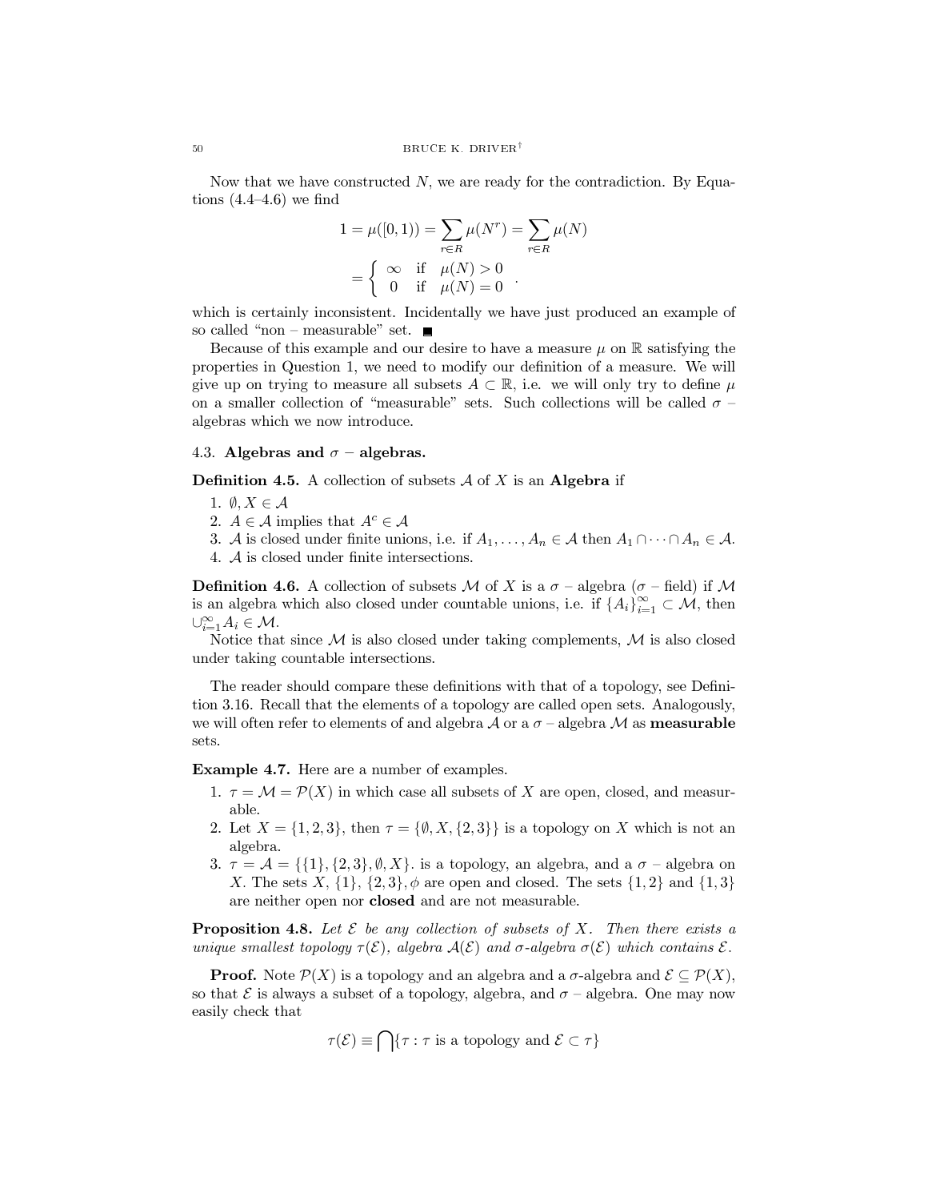Now that we have constructed $N$, we are ready for the contradiction. By Equations (4.4–4.6) we find

$$1 = \mu([0,1)) = \sum_{r \in R} \mu(N^r) = \sum_{r \in R} \mu(N)$$
$$= \begin{cases} \infty & \text{if } \mu(N) > 0 \\ 0 & \text{if } \mu(N) = 0 \end{cases}.$$

which is certainly inconsistent. Incidentally we have just produced an example of so called "non – measurable" set. ∎

Because of this example and our desire to have a measure $\mu$ on $\mathbb{R}$ satisfying the properties in Question 1, we need to modify our definition of a measure. We will give up on trying to measure all subsets $A \subset \mathbb{R}$, i.e. we will only try to define $\mu$ on a smaller collection of "measurable" sets. Such collections will be called $\sigma$ – algebras which we now introduce.

## 4.3. Algebras and $\sigma$ – algebras.

**Definition 4.5.** A collection of subsets $\mathcal{A}$ of $X$ is an **Algebra** if

1. $\emptyset, X \in \mathcal{A}$
2. $A \in \mathcal{A}$ implies that $A^c \in \mathcal{A}$
3. $\mathcal{A}$ is closed under finite unions, i.e. if $A_1, \ldots, A_n \in \mathcal{A}$ then $A_1 \cap \cdots \cap A_n \in \mathcal{A}$.
4. $\mathcal{A}$ is closed under finite intersections.

**Definition 4.6.** A collection of subsets $\mathcal{M}$ of $X$ is a $\sigma$ – algebra ($\sigma$ – field) if $\mathcal{M}$ is an algebra which also closed under countable unions, i.e. if $\{A_i\}_{i=1}^{\infty} \subset \mathcal{M}$, then $\cup_{i=1}^{\infty} A_i \in \mathcal{M}$.

Notice that since $\mathcal{M}$ is also closed under taking complements, $\mathcal{M}$ is also closed under taking countable intersections.

The reader should compare these definitions with that of a topology, see Definition 3.16. Recall that the elements of a topology are called open sets. Analogously, we will often refer to elements of and algebra $\mathcal{A}$ or a $\sigma$ – algebra $\mathcal{M}$ as **measurable** sets.

**Example 4.7.** Here are a number of examples.

1. $\tau = \mathcal{M} = \mathcal{P}(X)$ in which case all subsets of $X$ are open, closed, and measurable.
2. Let $X = \{1, 2, 3\}$, then $\tau = \{\emptyset, X, \{2, 3\}\}$ is a topology on $X$ which is not an algebra.
3. $\tau = \mathcal{A} = \{\{1\}, \{2, 3\}, \emptyset, X\}$. is a topology, an algebra, and a $\sigma$ – algebra on $X$. The sets $X$, $\{1\}$, $\{2, 3\}, \phi$ are open and closed. The sets $\{1, 2\}$ and $\{1, 3\}$ are neither open nor **closed** and are not measurable.

**Proposition 4.8.** *Let $\mathcal{E}$ be any collection of subsets of $X$. Then there exists a unique smallest topology $\tau(\mathcal{E})$, algebra $\mathcal{A}(\mathcal{E})$ and $\sigma$-algebra $\sigma(\mathcal{E})$ which contains $\mathcal{E}$.*

**Proof.** Note $\mathcal{P}(X)$ is a topology and an algebra and a $\sigma$-algebra and $\mathcal{E} \subseteq \mathcal{P}(X)$, so that $\mathcal{E}$ is always a subset of a topology, algebra, and $\sigma$ – algebra. One may now easily check that

$$\tau(\mathcal{E}) \equiv \bigcap \{\tau : \tau \text{ is a topology and } \mathcal{E} \subset \tau\}$$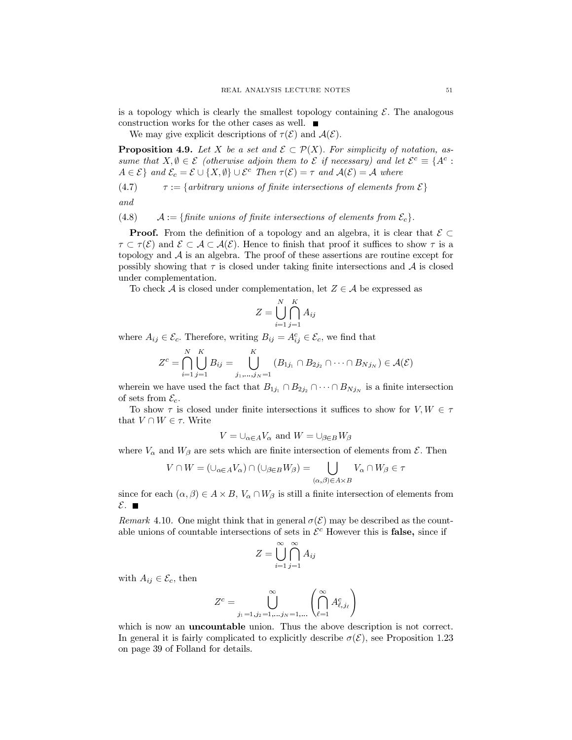is a topology which is clearly the smallest topology containing $\mathcal{E}$. The analogous construction works for the other cases as well. ■

We may give explicit descriptions of $\tau(\mathcal{E})$ and $\mathcal{A}(\mathcal{E})$.

**Proposition 4.9.** *Let $X$ be a set and $\mathcal{E} \subset \mathcal{P}(X)$. For simplicity of notation, assume that $X, \emptyset \in \mathcal{E}$ (otherwise adjoin them to $\mathcal{E}$ if necessary) and let $\mathcal{E}^c \equiv \{A^c : A \in \mathcal{E}\}$ and $\mathcal{E}_c = \mathcal{E} \cup \{X, \emptyset\} \cup \mathcal{E}^c$ Then $\tau(\mathcal{E}) = \tau$ and $\mathcal{A}(\mathcal{E}) = \mathcal{A}$ where*

$$\tau := \{\text{arbitrary unions of finite intersections of elements from } \mathcal{E}\} \tag{4.7}$$

*and*

$$\mathcal{A} := \{\text{finite unions of finite intersections of elements from } \mathcal{E}_c\}. \tag{4.8}$$

**Proof.** From the definition of a topology and an algebra, it is clear that $\mathcal{E} \subset \tau \subset \tau(\mathcal{E})$ and $\mathcal{E} \subset \mathcal{A} \subset \mathcal{A}(\mathcal{E})$. Hence to finish that proof it suffices to show $\tau$ is a topology and $\mathcal{A}$ is an algebra. The proof of these assertions are routine except for possibly showing that $\tau$ is closed under taking finite intersections and $\mathcal{A}$ is closed under complementation.

To check $\mathcal{A}$ is closed under complementation, let $Z \in \mathcal{A}$ be expressed as

$$Z = \bigcup_{i=1}^{N} \bigcap_{j=1}^{K} A_{ij}$$

where $A_{ij} \in \mathcal{E}_c$. Therefore, writing $B_{ij} = A_{ij}^c \in \mathcal{E}_c$, we find that

$$Z^c = \bigcap_{i=1}^{N} \bigcup_{j=1}^{K} B_{ij} = \bigcup_{j_1, \ldots, j_N = 1}^{K} (B_{1j_1} \cap B_{2j_2} \cap \cdots \cap B_{Nj_N}) \in \mathcal{A}(\mathcal{E})$$

wherein we have used the fact that $B_{1j_1} \cap B_{2j_2} \cap \cdots \cap B_{Nj_N}$ is a finite intersection of sets from $\mathcal{E}_c$.

To show $\tau$ is closed under finite intersections it suffices to show for $V, W \in \tau$ that $V \cap W \in \tau$. Write

$$V = \cup_{\alpha \in A} V_\alpha \text{ and } W = \cup_{\beta \in B} W_\beta$$

where $V_\alpha$ and $W_\beta$ are sets which are finite intersection of elements from $\mathcal{E}$. Then

$$V \cap W = (\cup_{\alpha \in A} V_\alpha) \cap (\cup_{\beta \in B} W_\beta) = \bigcup_{(\alpha, \beta) \in A \times B} V_\alpha \cap W_\beta \in \tau$$

since for each $(\alpha, \beta) \in A \times B$, $V_\alpha \cap W_\beta$ is still a finite intersection of elements from $\mathcal{E}$. ■

*Remark* 4.10. One might think that in general $\sigma(\mathcal{E})$ may be described as the countable unions of countable intersections of sets in $\mathcal{E}^c$ However this is **false,** since if

$$Z = \bigcup_{i=1}^{\infty} \bigcap_{j=1}^{\infty} A_{ij}$$

with $A_{ij} \in \mathcal{E}_c$, then

$$Z^c = \bigcup_{j_1 = 1, j_2 = 1, \ldots j_N = 1, \ldots}^{\infty} \left( \bigcap_{\ell=1}^{\infty} A_{\ell, j_\ell}^c \right)$$

which is now an **uncountable** union. Thus the above description is not correct. In general it is fairly complicated to explicitly describe $\sigma(\mathcal{E})$, see Proposition 1.23 on page 39 of Folland for details.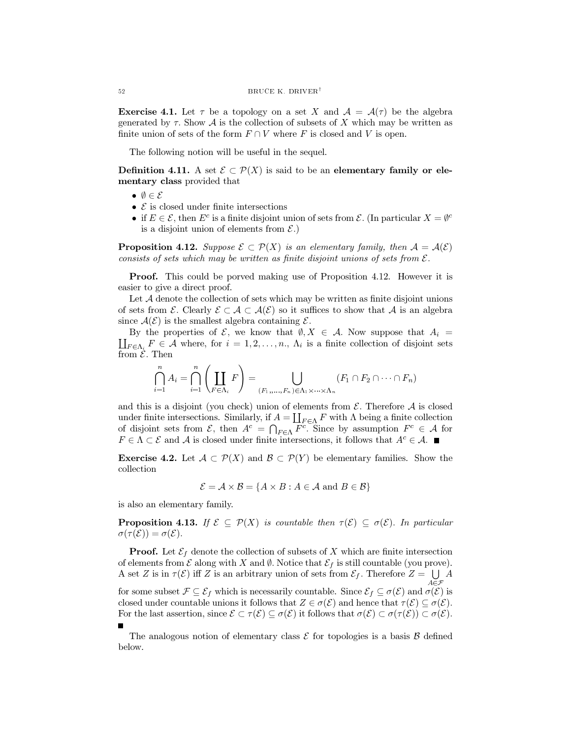**Exercise 4.1.** Let $\tau$ be a topology on a set $X$ and $\mathcal{A} = \mathcal{A}(\tau)$ be the algebra generated by $\tau$. Show $\mathcal{A}$ is the collection of subsets of $X$ which may be written as finite union of sets of the form $F \cap V$ where $F$ is closed and $V$ is open.

The following notion will be useful in the sequel.

**Definition 4.11.** A set $\mathcal{E} \subset \mathcal{P}(X)$ is said to be an **elementary family or elementary class** provided that

- $\emptyset \in \mathcal{E}$
- $\mathcal{E}$ is closed under finite intersections
- if $E \in \mathcal{E}$, then $E^c$ is a finite disjoint union of sets from $\mathcal{E}$. (In particular $X = \emptyset^c$ is a disjoint union of elements from $\mathcal{E}$.)

**Proposition 4.12.** *Suppose $\mathcal{E} \subset \mathcal{P}(X)$ is an elementary family, then $\mathcal{A} = \mathcal{A}(\mathcal{E})$ consists of sets which may be written as finite disjoint unions of sets from $\mathcal{E}$.*

**Proof.** This could be porved making use of Proposition 4.12. However it is easier to give a direct proof.

Let $\mathcal{A}$ denote the collection of sets which may be written as finite disjoint unions of sets from $\mathcal{E}$. Clearly $\mathcal{E} \subset \mathcal{A} \subset \mathcal{A}(\mathcal{E})$ so it suffices to show that $\mathcal{A}$ is an algebra since $\mathcal{A}(\mathcal{E})$ is the smallest algebra containing $\mathcal{E}$.

By the properties of $\mathcal{E}$, we know that $\emptyset, X \in \mathcal{A}$. Now suppose that $A_i = \coprod_{F \in \Lambda_i} F \in \mathcal{A}$ where, for $i = 1, 2, \ldots, n.$, $\Lambda_i$ is a finite collection of disjoint sets from $\mathcal{E}$. Then

$$\bigcap_{i=1}^{n} A_i = \bigcap_{i=1}^{n} \left( \coprod_{F \in \Lambda_i} F \right) = \bigcup_{(F_1,, \ldots, F_n) \in \Lambda_1 \times \cdots \times \Lambda_n} (F_1 \cap F_2 \cap \cdots \cap F_n)$$

and this is a disjoint (you check) union of elements from $\mathcal{E}$. Therefore $\mathcal{A}$ is closed under finite intersections. Similarly, if $A = \coprod_{F \in \Lambda} F$ with $\Lambda$ being a finite collection of disjoint sets from $\mathcal{E}$, then $A^c = \bigcap_{F \in \Lambda} F^c$. Since by assumption $F^c \in \mathcal{A}$ for $F \in \Lambda \subset \mathcal{E}$ and $\mathcal{A}$ is closed under finite intersections, it follows that $A^c \in \mathcal{A}$. ∎

**Exercise 4.2.** Let $\mathcal{A} \subset \mathcal{P}(X)$ and $\mathcal{B} \subset \mathcal{P}(Y)$ be elementary families. Show the collection

$$\mathcal{E} = \mathcal{A} \times \mathcal{B} = \{A \times B : A \in \mathcal{A} \text{ and } B \in \mathcal{B}\}$$

is also an elementary family.

**Proposition 4.13.** *If $\mathcal{E} \subseteq \mathcal{P}(X)$ is countable then $\tau(\mathcal{E}) \subseteq \sigma(\mathcal{E})$. In particular $\sigma(\tau(\mathcal{E})) = \sigma(\mathcal{E})$.*

**Proof.** Let $\mathcal{E}_f$ denote the collection of subsets of $X$ which are finite intersection of elements from $\mathcal{E}$ along with $X$ and $\emptyset$. Notice that $\mathcal{E}_f$ is still countable (you prove). A set $Z$ is in $\tau(\mathcal{E})$ iff $Z$ is an arbitrary union of sets from $\mathcal{E}_f$. Therefore $Z = \bigcup_{A \in \mathcal{F}} A$ for some subset $\mathcal{F} \subseteq \mathcal{E}_f$ which is necessarily countable. Since $\mathcal{E}_f \subseteq \sigma(\mathcal{E})$ and $\sigma(\mathcal{E})$ is closed under countable unions it follows that $Z \in \sigma(\mathcal{E})$ and hence that $\tau(\mathcal{E}) \subseteq \sigma(\mathcal{E})$. For the last assertion, since $\mathcal{E} \subset \tau(\mathcal{E}) \subseteq \sigma(\mathcal{E})$ it follows that $\sigma(\mathcal{E}) \subset \sigma(\tau(\mathcal{E})) \subset \sigma(\mathcal{E})$. ∎

The analogous notion of elementary class $\mathcal{E}$ for topologies is a basis $\mathcal{B}$ defined below.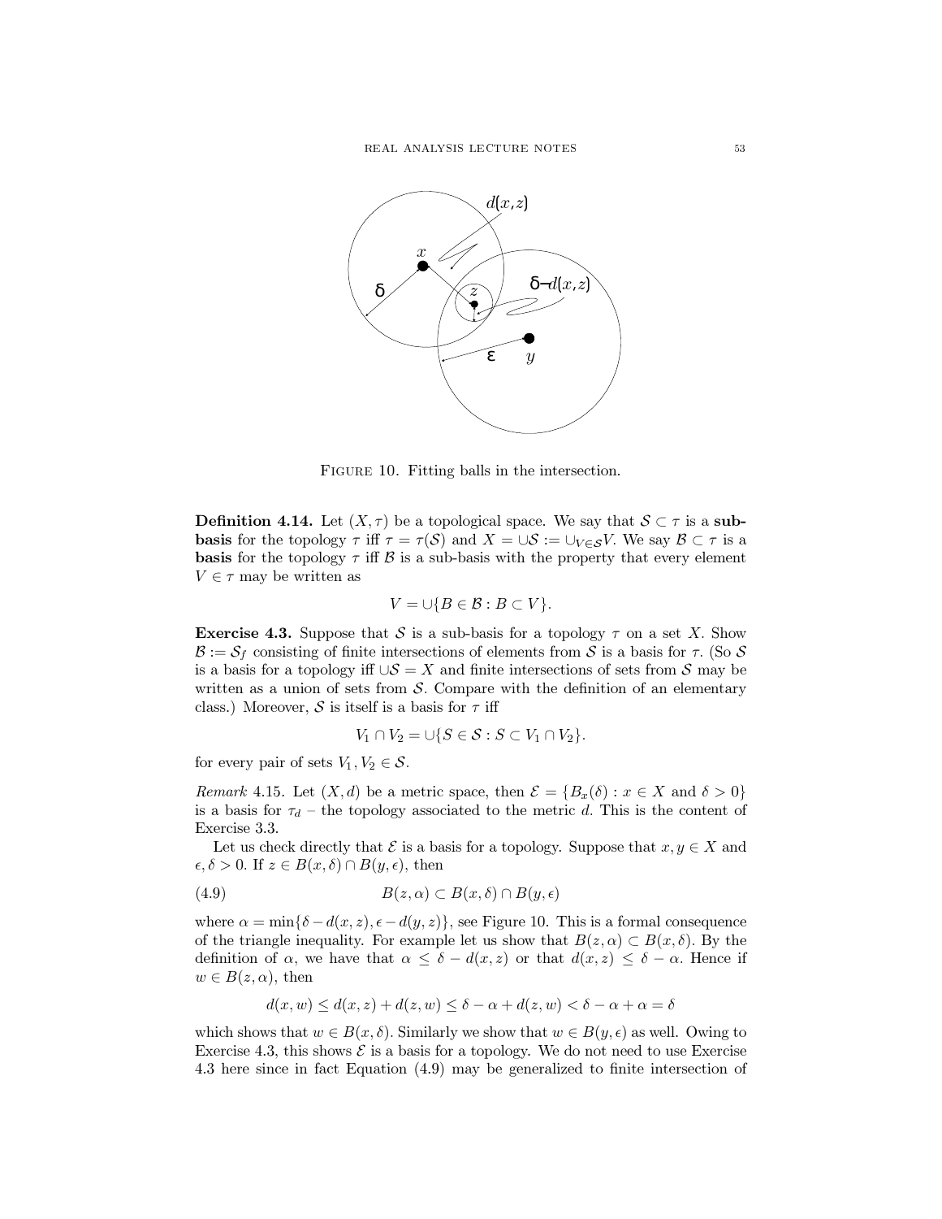Figure 10. Fitting balls in the intersection.

**Definition 4.14.** Let $(X, \tau)$ be a topological space. We say that $\mathcal{S} \subset \tau$ is a **sub-basis** for the topology $\tau$ iff $\tau = \tau(\mathcal{S})$ and $X = \cup\mathcal{S} := \cup_{V \in \mathcal{S}} V$. We say $\mathcal{B} \subset \tau$ is a **basis** for the topology $\tau$ iff $\mathcal{B}$ is a sub-basis with the property that every element $V \in \tau$ may be written as

$$V = \cup\{B \in \mathcal{B} : B \subset V\}.$$

**Exercise 4.3.** Suppose that $\mathcal{S}$ is a sub-basis for a topology $\tau$ on a set $X$. Show $\mathcal{B} := \mathcal{S}_f$ consisting of finite intersections of elements from $\mathcal{S}$ is a basis for $\tau$. (So $\mathcal{S}$ is a basis for a topology iff $\cup\mathcal{S} = X$ and finite intersections of sets from $\mathcal{S}$ may be written as a union of sets from $\mathcal{S}$. Compare with the definition of an elementary class.) Moreover, $\mathcal{S}$ is itself is a basis for $\tau$ iff

$$V_1 \cap V_2 = \cup\{S \in \mathcal{S} : S \subset V_1 \cap V_2\}.$$

for every pair of sets $V_1, V_2 \in \mathcal{S}$.

*Remark* 4.15. Let $(X, d)$ be a metric space, then $\mathcal{E} = \{B_x(\delta) : x \in X \text{ and } \delta > 0\}$ is a basis for $\tau_d$ – the topology associated to the metric $d$. This is the content of Exercise 3.3.

Let us check directly that $\mathcal{E}$ is a basis for a topology. Suppose that $x, y \in X$ and $\epsilon, \delta > 0$. If $z \in B(x, \delta) \cap B(y, \epsilon)$, then

$$B(z, \alpha) \subset B(x, \delta) \cap B(y, \epsilon) \tag{4.9}$$

where $\alpha = \min\{\delta - d(x, z), \epsilon - d(y, z)\}$, see Figure 10. This is a formal consequence of the triangle inequality. For example let us show that $B(z, \alpha) \subset B(x, \delta)$. By the definition of $\alpha$, we have that $\alpha \leq \delta - d(x, z)$ or that $d(x, z) \leq \delta - \alpha$. Hence if $w \in B(z, \alpha)$, then

$$d(x, w) \leq d(x, z) + d(z, w) \leq \delta - \alpha + d(z, w) < \delta - \alpha + \alpha = \delta$$

which shows that $w \in B(x, \delta)$. Similarly we show that $w \in B(y, \epsilon)$ as well. Owing to Exercise 4.3, this shows $\mathcal{E}$ is a basis for a topology. We do not need to use Exercise 4.3 here since in fact Equation (4.9) may be generalized to finite intersection of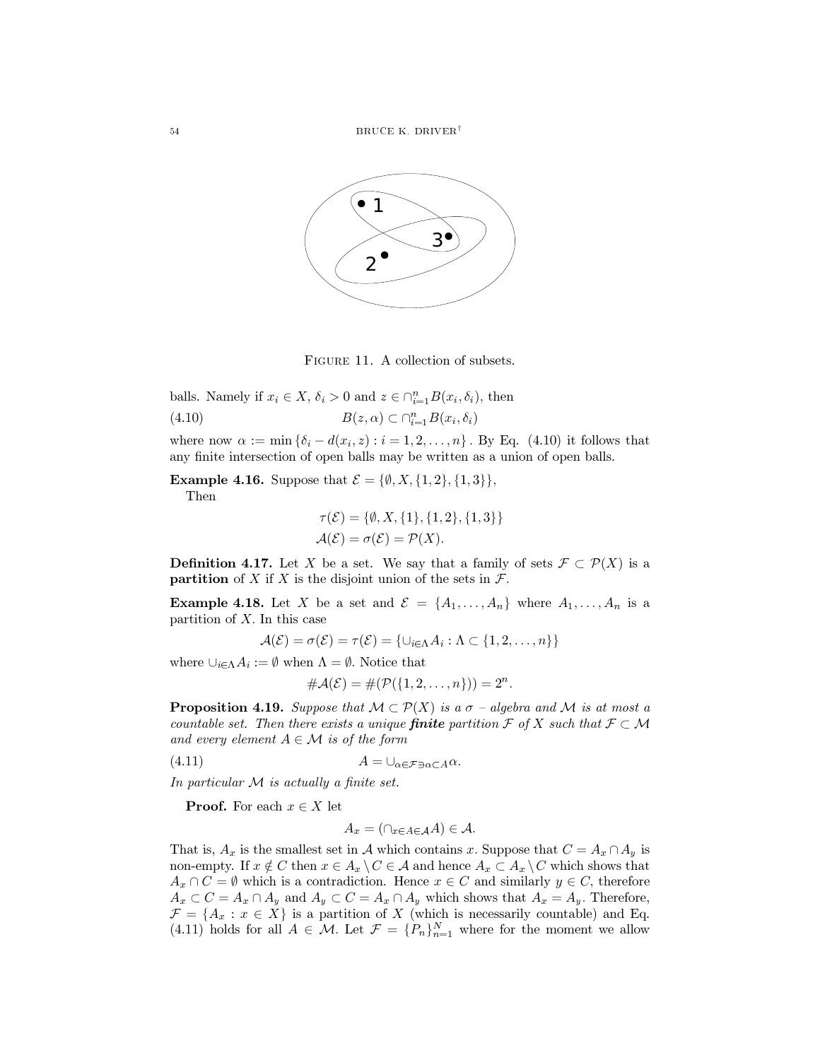FIGURE 11. A collection of subsets.

balls. Namely if $x_i \in X$, $\delta_i > 0$ and $z \in \cap_{i=1}^n B(x_i, \delta_i)$, then

$$B(z, \alpha) \subset \cap_{i=1}^n B(x_i, \delta_i) \tag{4.10}$$

where now $\alpha := \min \{\delta_i - d(x_i, z) : i = 1, 2, \ldots, n\}$. By Eq. (4.10) it follows that any finite intersection of open balls may be written as a union of open balls.

**Example 4.16.** Suppose that $\mathcal{E} = \{\emptyset, X, \{1,2\}, \{1,3\}\}$,
Then

$$\tau(\mathcal{E}) = \{\emptyset, X, \{1\}, \{1,2\}, \{1,3\}\}$$
$$\mathcal{A}(\mathcal{E}) = \sigma(\mathcal{E}) = \mathcal{P}(X).$$

**Definition 4.17.** Let $X$ be a set. We say that a family of sets $\mathcal{F} \subset \mathcal{P}(X)$ is a **partition** of $X$ if $X$ is the disjoint union of the sets in $\mathcal{F}$.

**Example 4.18.** Let $X$ be a set and $\mathcal{E} = \{A_1, \ldots, A_n\}$ where $A_1, \ldots, A_n$ is a partition of $X$. In this case

$$\mathcal{A}(\mathcal{E}) = \sigma(\mathcal{E}) = \tau(\mathcal{E}) = \{\cup_{i \in \Lambda} A_i : \Lambda \subset \{1, 2, \ldots, n\}\}$$

where $\cup_{i \in \Lambda} A_i := \emptyset$ when $\Lambda = \emptyset$. Notice that

$$\#\mathcal{A}(\mathcal{E}) = \#(\mathcal{P}(\{1, 2, \ldots, n\})) = 2^n.$$

**Proposition 4.19.** *Suppose that $\mathcal{M} \subset \mathcal{P}(X)$ is a $\sigma$ – algebra and $\mathcal{M}$ is at most a countable set. Then there exists a unique* ***finite*** *partition $\mathcal{F}$ of $X$ such that $\mathcal{F} \subset \mathcal{M}$ and every element $A \in \mathcal{M}$ is of the form*

$$A = \cup_{\alpha \in \mathcal{F} \ni \alpha \subset A} \alpha. \tag{4.11}$$

*In particular $\mathcal{M}$ is actually a finite set.*

**Proof.** For each $x \in X$ let

$$A_x = (\cap_{x \in A \in \mathcal{A}} A) \in \mathcal{A}.$$

That is, $A_x$ is the smallest set in $\mathcal{A}$ which contains $x$. Suppose that $C = A_x \cap A_y$ is non-empty. If $x \notin C$ then $x \in A_x \setminus C \in \mathcal{A}$ and hence $A_x \subset A_x \setminus C$ which shows that $A_x \cap C = \emptyset$ which is a contradiction. Hence $x \in C$ and similarly $y \in C$, therefore $A_x \subset C = A_x \cap A_y$ and $A_y \subset C = A_x \cap A_y$ which shows that $A_x = A_y$. Therefore, $\mathcal{F} = \{A_x : x \in X\}$ is a partition of $X$ (which is necessarily countable) and Eq. (4.11) holds for all $A \in \mathcal{M}$. Let $\mathcal{F} = \{P_n\}_{n=1}^N$ where for the moment we allow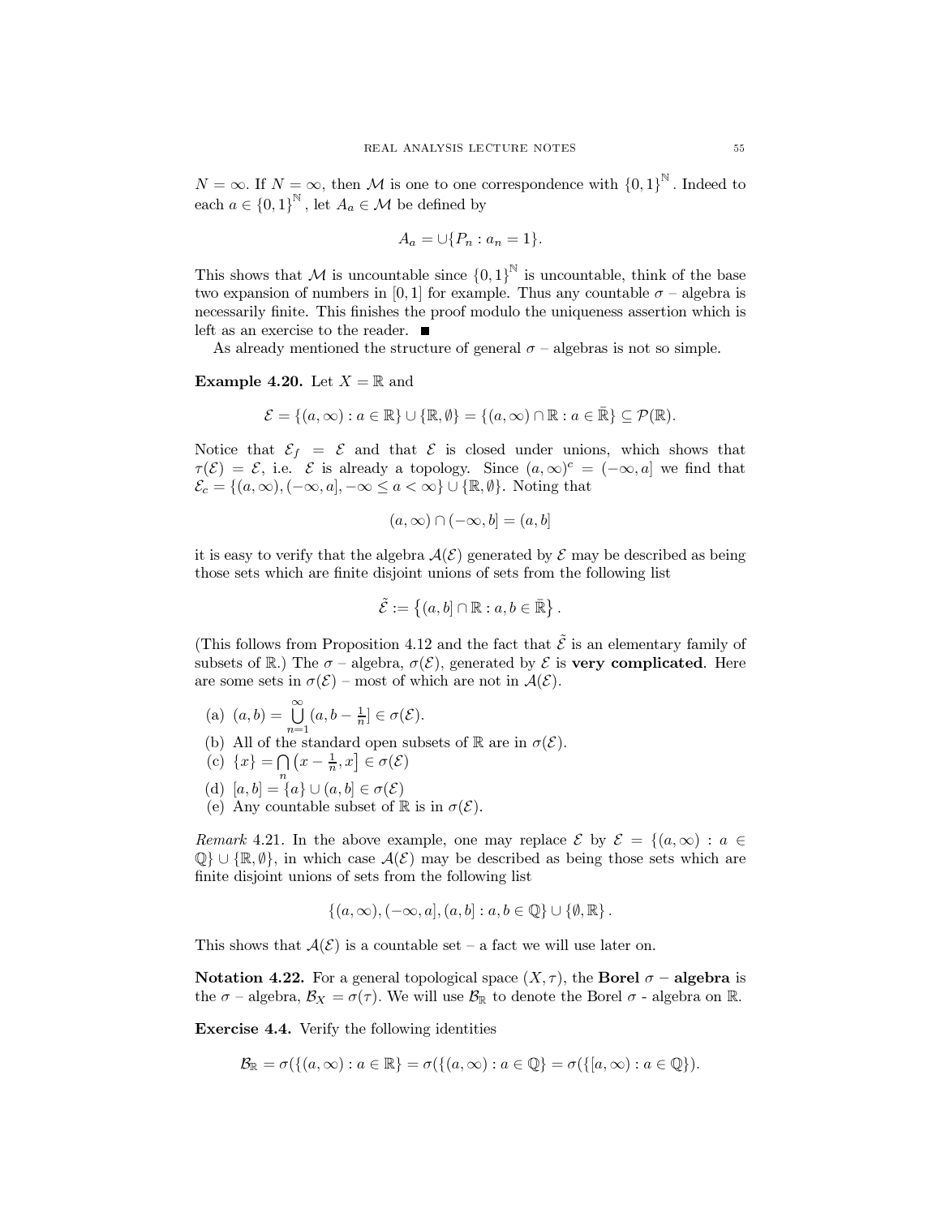$N = \infty$. If $N = \infty$, then $\mathcal{M}$ is one to one correspondence with $\{0,1\}^{\mathbb{N}}$. Indeed to each $a \in \{0,1\}^{\mathbb{N}}$, let $A_a \in \mathcal{M}$ be defined by

$$A_a = \cup\{P_n : a_n = 1\}.$$

This shows that $\mathcal{M}$ is uncountable since $\{0,1\}^{\mathbb{N}}$ is uncountable, think of the base two expansion of numbers in $[0,1]$ for example. Thus any countable $\sigma$ – algebra is necessarily finite. This finishes the proof modulo the uniqueness assertion which is left as an exercise to the reader. ■

As already mentioned the structure of general $\sigma$ – algebras is not so simple.

**Example 4.20.** Let $X = \mathbb{R}$ and

$$\mathcal{E} = \{(a,\infty) : a \in \mathbb{R}\} \cup \{\mathbb{R}, \emptyset\} = \{(a,\infty) \cap \mathbb{R} : a \in \bar{\mathbb{R}}\} \subseteq \mathcal{P}(\mathbb{R}).$$

Notice that $\mathcal{E}_f = \mathcal{E}$ and that $\mathcal{E}$ is closed under unions, which shows that $\tau(\mathcal{E}) = \mathcal{E}$, i.e. $\mathcal{E}$ is already a topology. Since $(a,\infty)^c = (-\infty, a]$ we find that $\mathcal{E}_c = \{(a,\infty), (-\infty,a], -\infty \le a < \infty\} \cup \{\mathbb{R}, \emptyset\}$. Noting that

$$(a,\infty) \cap (-\infty, b] = (a, b]$$

it is easy to verify that the algebra $\mathcal{A}(\mathcal{E})$ generated by $\mathcal{E}$ may be described as being those sets which are finite disjoint unions of sets from the following list

$$\tilde{\mathcal{E}} := \left\{(a,b] \cap \mathbb{R} : a, b \in \bar{\mathbb{R}}\right\}.$$

(This follows from Proposition 4.12 and the fact that $\tilde{\mathcal{E}}$ is an elementary family of subsets of $\mathbb{R}$.) The $\sigma$ – algebra, $\sigma(\mathcal{E})$, generated by $\mathcal{E}$ is **very complicated**. Here are some sets in $\sigma(\mathcal{E})$ – most of which are not in $\mathcal{A}(\mathcal{E})$.

(a) $(a,b) = \bigcup_{n=1}^{\infty} (a, b - \frac{1}{n}] \in \sigma(\mathcal{E})$.
(b) All of the standard open subsets of $\mathbb{R}$ are in $\sigma(\mathcal{E})$.
(c) $\{x\} = \bigcap_n \left(x - \frac{1}{n}, x\right] \in \sigma(\mathcal{E})$
(d) $[a,b] = \{a\} \cup (a,b] \in \sigma(\mathcal{E})$
(e) Any countable subset of $\mathbb{R}$ is in $\sigma(\mathcal{E})$.

*Remark* 4.21. In the above example, one may replace $\mathcal{E}$ by $\mathcal{E} = \{(a,\infty) : a \in \mathbb{Q}\} \cup \{\mathbb{R}, \emptyset\}$, in which case $\mathcal{A}(\mathcal{E})$ may be described as being those sets which are finite disjoint unions of sets from the following list

$$\{(a,\infty), (-\infty, a], (a,b] : a, b \in \mathbb{Q}\} \cup \{\emptyset, \mathbb{R}\}.$$

This shows that $\mathcal{A}(\mathcal{E})$ is a countable set – a fact we will use later on.

**Notation 4.22.** For a general topological space $(X,\tau)$, the **Borel $\sigma$ – algebra** is the $\sigma$ – algebra, $\mathcal{B}_X = \sigma(\tau)$. We will use $\mathcal{B}_{\mathbb{R}}$ to denote the Borel $\sigma$ - algebra on $\mathbb{R}$.

**Exercise 4.4.** Verify the following identities

$$\mathcal{B}_{\mathbb{R}} = \sigma(\{(a,\infty) : a \in \mathbb{R}\} = \sigma(\{(a,\infty) : a \in \mathbb{Q}\} = \sigma(\{[a,\infty) : a \in \mathbb{Q}\}).$$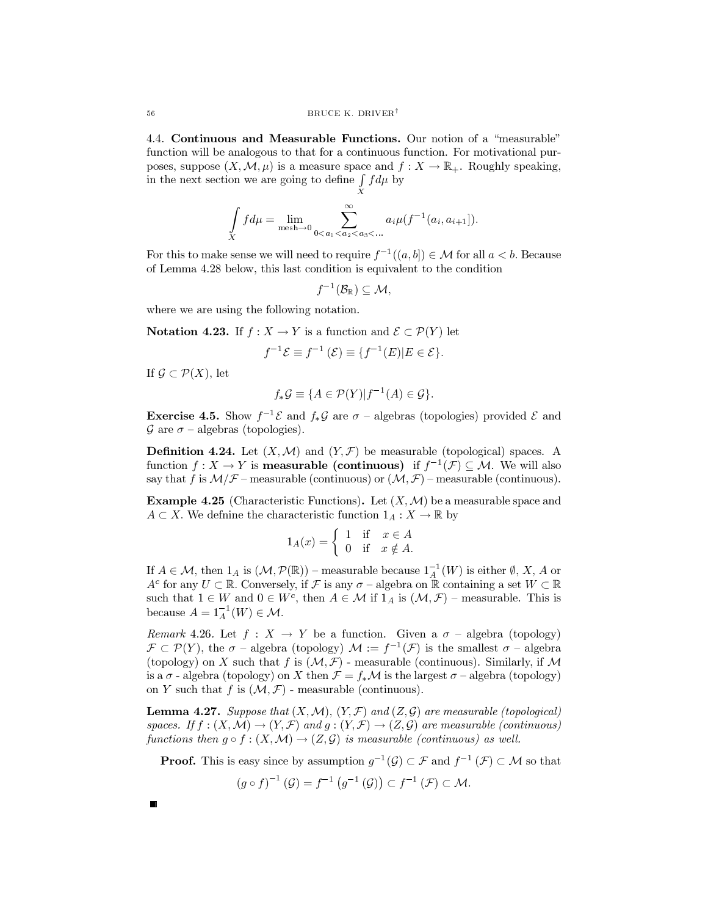4.4. **Continuous and Measurable Functions.** Our notion of a "measurable" function will be analogous to that for a continuous function. For motivational purposes, suppose $(X, \mathcal{M}, \mu)$ is a measure space and $f : X \to \mathbb{R}_+$. Roughly speaking, in the next section we are going to define $\int\limits_X f d\mu$ by

$$\int\limits_X f d\mu = \lim_{\text{mesh}\to 0} \sum_{0<a_1<a_2<a_3<\dots}^{\infty} a_i \mu(f^{-1}(a_i, a_{i+1}]).$$

For this to make sense we will need to require $f^{-1}((a,b]) \in \mathcal{M}$ for all $a < b$. Because of Lemma 4.28 below, this last condition is equivalent to the condition

$$f^{-1}(\mathcal{B}_{\mathbb{R}}) \subseteq \mathcal{M},$$

where we are using the following notation.

**Notation 4.23.** If $f : X \to Y$ is a function and $\mathcal{E} \subset \mathcal{P}(Y)$ let

$$f^{-1}\mathcal{E} \equiv f^{-1}(\mathcal{E}) \equiv \{f^{-1}(E) | E \in \mathcal{E}\}.$$

If $\mathcal{G} \subset \mathcal{P}(X)$, let

$$f_*\mathcal{G} \equiv \{A \in \mathcal{P}(Y) | f^{-1}(A) \in \mathcal{G}\}.$$

**Exercise 4.5.** Show $f^{-1}\mathcal{E}$ and $f_*\mathcal{G}$ are $\sigma$ – algebras (topologies) provided $\mathcal{E}$ and $\mathcal{G}$ are $\sigma$ – algebras (topologies).

**Definition 4.24.** Let $(X, \mathcal{M})$ and $(Y, \mathcal{F})$ be measurable (topological) spaces. A function $f : X \to Y$ is **measurable (continuous)** if $f^{-1}(\mathcal{F}) \subseteq \mathcal{M}$. We will also say that $f$ is $\mathcal{M}/\mathcal{F}$ – measurable (continuous) or $(\mathcal{M}, \mathcal{F})$ – measurable (continuous).

**Example 4.25** (Characteristic Functions)**.** Let $(X, \mathcal{M})$ be a measurable space and $A \subset X$. We defnine the characteristic function $1_A : X \to \mathbb{R}$ by

$$1_A(x) = \begin{cases} 1 & \text{if} \quad x \in A \\ 0 & \text{if} \quad x \notin A. \end{cases}$$

If $A \in \mathcal{M}$, then $1_A$ is $(\mathcal{M}, \mathcal{P}(\mathbb{R}))$ – measurable because $1_A^{-1}(W)$ is either $\emptyset$, $X$, $A$ or $A^c$ for any $U \subset \mathbb{R}$. Conversely, if $\mathcal{F}$ is any $\sigma$ – algebra on $\mathbb{R}$ containing a set $W \subset \mathbb{R}$ such that $1 \in W$ and $0 \in W^c$, then $A \in \mathcal{M}$ if $1_A$ is $(\mathcal{M}, \mathcal{F})$ – measurable. This is because $A = 1_A^{-1}(W) \in \mathcal{M}$.

*Remark* 4.26. Let $f : X \to Y$ be a function. Given a $\sigma$ – algebra (topology) $\mathcal{F} \subset \mathcal{P}(Y)$, the $\sigma$ – algebra (topology) $\mathcal{M} := f^{-1}(\mathcal{F})$ is the smallest $\sigma$ – algebra (topology) on $X$ such that $f$ is $(\mathcal{M}, \mathcal{F})$ - measurable (continuous). Similarly, if $\mathcal{M}$ is a $\sigma$ - algebra (topology) on $X$ then $\mathcal{F} = f_*\mathcal{M}$ is the largest $\sigma$ – algebra (topology) on $Y$ such that $f$ is $(\mathcal{M}, \mathcal{F})$ - measurable (continuous).

**Lemma 4.27.** *Suppose that $(X, \mathcal{M})$, $(Y, \mathcal{F})$ and $(Z, \mathcal{G})$ are measurable (topological) spaces. If $f : (X, \mathcal{M}) \to (Y, \mathcal{F})$ and $g : (Y, \mathcal{F}) \to (Z, \mathcal{G})$ are measurable (continuous) functions then $g \circ f : (X, \mathcal{M}) \to (Z, \mathcal{G})$ is measurable (continuous) as well.*

**Proof.** This is easy since by assumption $g^{-1}(\mathcal{G}) \subset \mathcal{F}$ and $f^{-1}(\mathcal{F}) \subset \mathcal{M}$ so that

$$(g \circ f)^{-1}(\mathcal{G}) = f^{-1}\left(g^{-1}(\mathcal{G})\right) \subset f^{-1}(\mathcal{F}) \subset \mathcal{M}.$$

■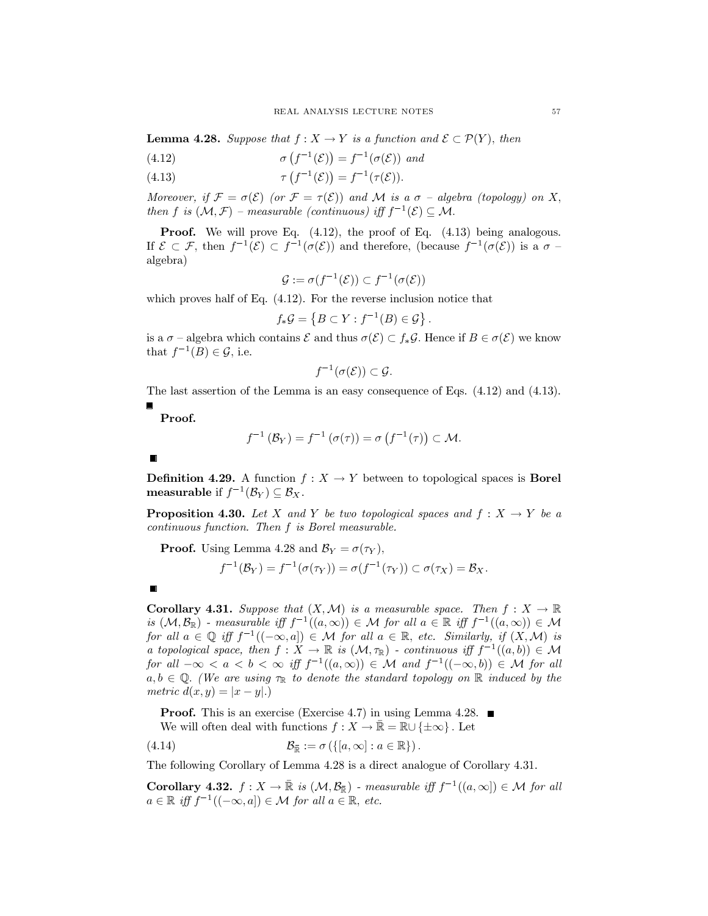**Lemma 4.28.** *Suppose that $f : X \to Y$ is a function and $\mathcal{E} \subset \mathcal{P}(Y)$, then*

$$\sigma\left(f^{-1}(\mathcal{E})\right) = f^{-1}(\sigma(\mathcal{E})) \text{ and} \tag{4.12}$$

$$\tau\left(f^{-1}(\mathcal{E})\right) = f^{-1}(\tau(\mathcal{E})). \tag{4.13}$$

*Moreover, if $\mathcal{F} = \sigma(\mathcal{E})$ (or $\mathcal{F} = \tau(\mathcal{E})$) and $\mathcal{M}$ is a $\sigma$ – algebra (topology) on $X$, then $f$ is $(\mathcal{M}, \mathcal{F})$ – measurable (continuous) iff $f^{-1}(\mathcal{E}) \subseteq \mathcal{M}$.*

**Proof.** We will prove Eq. (4.12), the proof of Eq. (4.13) being analogous. If $\mathcal{E} \subset \mathcal{F}$, then $f^{-1}(\mathcal{E}) \subset f^{-1}(\sigma(\mathcal{E}))$ and therefore, (because $f^{-1}(\sigma(\mathcal{E}))$ is a $\sigma$ – algebra)

$$\mathcal{G} := \sigma(f^{-1}(\mathcal{E})) \subset f^{-1}(\sigma(\mathcal{E}))$$

which proves half of Eq. (4.12). For the reverse inclusion notice that

$$f_*\mathcal{G} = \left\{B \subset Y : f^{-1}(B) \in \mathcal{G}\right\}.$$

is a $\sigma$ – algebra which contains $\mathcal{E}$ and thus $\sigma(\mathcal{E}) \subset f_*\mathcal{G}$. Hence if $B \in \sigma(\mathcal{E})$ we know that $f^{-1}(B) \in \mathcal{G}$, i.e.

$$f^{-1}(\sigma(\mathcal{E})) \subset \mathcal{G}.$$

The last assertion of the Lemma is an easy consequence of Eqs. (4.12) and (4.13). ∎

**Proof.**

$$f^{-1}\left(\mathcal{B}_Y\right) = f^{-1}\left(\sigma(\tau)\right) = \sigma\left(f^{-1}(\tau)\right) \subset \mathcal{M}.$$

∎

**Definition 4.29.** A function $f : X \to Y$ between to topological spaces is **Borel measurable** if $f^{-1}(\mathcal{B}_Y) \subseteq \mathcal{B}_X$.

**Proposition 4.30.** *Let $X$ and $Y$ be two topological spaces and $f : X \to Y$ be a continuous function. Then $f$ is Borel measurable.*

**Proof.** Using Lemma 4.28 and $\mathcal{B}_Y = \sigma(\tau_Y)$,

$$f^{-1}(\mathcal{B}_Y) = f^{-1}(\sigma(\tau_Y)) = \sigma(f^{-1}(\tau_Y)) \subset \sigma(\tau_X) = \mathcal{B}_X.$$

∎

**Corollary 4.31.** *Suppose that $(X, \mathcal{M})$ is a measurable space. Then $f : X \to \mathbb{R}$ is $(\mathcal{M}, \mathcal{B}_\mathbb{R})$ - measurable iff $f^{-1}((a,\infty)) \in \mathcal{M}$ for all $a \in \mathbb{R}$ iff $f^{-1}((a,\infty)) \in \mathcal{M}$ for all $a \in \mathbb{Q}$ iff $f^{-1}((-\infty, a]) \in \mathcal{M}$ for all $a \in \mathbb{R}$, etc. Similarly, if $(X, \mathcal{M})$ is a topological space, then $f : X \to \mathbb{R}$ is $(\mathcal{M}, \tau_\mathbb{R})$ - continuous iff $f^{-1}((a,b)) \in \mathcal{M}$ for all $-\infty < a < b < \infty$ iff $f^{-1}((a,\infty)) \in \mathcal{M}$ and $f^{-1}((-\infty, b)) \in \mathcal{M}$ for all $a, b \in \mathbb{Q}$. (We are using $\tau_\mathbb{R}$ to denote the standard topology on $\mathbb{R}$ induced by the metric $d(x,y) = |x - y|$.)*

**Proof.** This is an exercise (Exercise 4.7) in using Lemma 4.28. ∎

We will often deal with functions $f : X \to \bar{\mathbb{R}} = \mathbb{R} \cup \{\pm\infty\}$. Let

$$\mathcal{B}_{\bar{\mathbb{R}}} := \sigma\left(\{[a,\infty] : a \in \mathbb{R}\}\right). \tag{4.14}$$

The following Corollary of Lemma 4.28 is a direct analogue of Corollary 4.31.

**Corollary 4.32.** *$f : X \to \bar{\mathbb{R}}$ is $(\mathcal{M}, \mathcal{B}_{\bar{\mathbb{R}}})$ - measurable iff $f^{-1}((a,\infty]) \in \mathcal{M}$ for all $a \in \mathbb{R}$ iff $f^{-1}((-\infty, a]) \in \mathcal{M}$ for all $a \in \mathbb{R}$, etc.*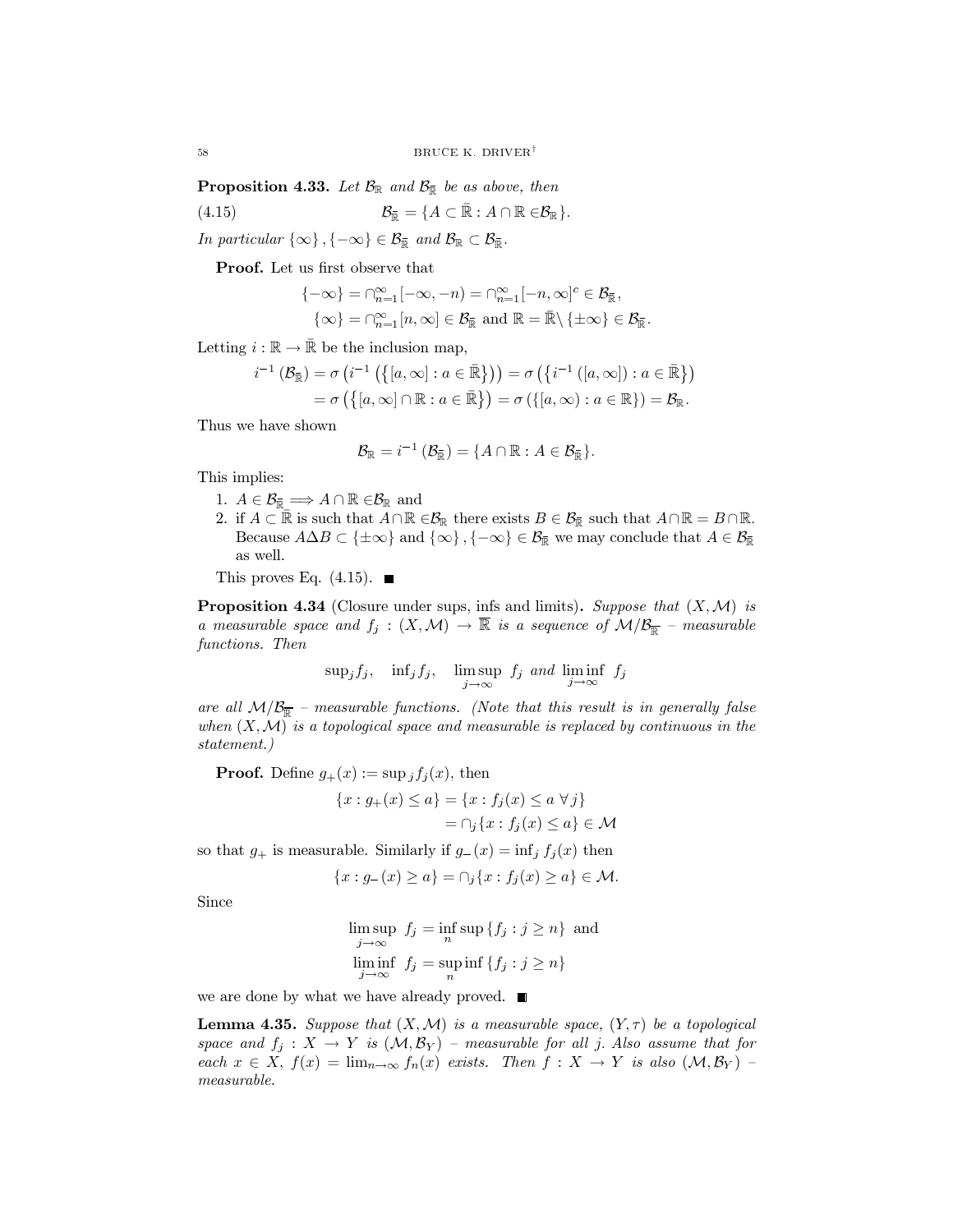**Proposition 4.33.** *Let $\mathcal{B}_{\mathbb{R}}$ and $\mathcal{B}_{\bar{\mathbb{R}}}$ be as above, then*

$$\mathcal{B}_{\bar{\mathbb{R}}} = \{A \subset \bar{\mathbb{R}} : A \cap \mathbb{R} \in \mathcal{B}_{\mathbb{R}}\}. \tag{4.15}$$

*In particular $\{\infty\}, \{-\infty\} \in \mathcal{B}_{\bar{\mathbb{R}}}$ and $\mathcal{B}_{\mathbb{R}} \subset \mathcal{B}_{\bar{\mathbb{R}}}$.*

**Proof.** Let us first observe that

$$\{-\infty\} = \cap_{n=1}^{\infty} [-\infty, -n) = \cap_{n=1}^{\infty} [-n, \infty]^c \in \mathcal{B}_{\bar{\mathbb{R}}},$$
$$\{\infty\} = \cap_{n=1}^{\infty} [n, \infty] \in \mathcal{B}_{\bar{\mathbb{R}}} \text{ and } \mathbb{R} = \bar{\mathbb{R}} \setminus \{\pm\infty\} \in \mathcal{B}_{\bar{\mathbb{R}}}.$$

Letting $i : \mathbb{R} \to \bar{\mathbb{R}}$ be the inclusion map,

$$i^{-1}(\mathcal{B}_{\bar{\mathbb{R}}}) = \sigma\left(i^{-1}\left(\left\{[a, \infty] : a \in \bar{\mathbb{R}}\right\}\right)\right) = \sigma\left(\left\{i^{-1}([a, \infty]) : a \in \bar{\mathbb{R}}\right\}\right)$$
$$= \sigma\left(\left\{[a, \infty] \cap \mathbb{R} : a \in \bar{\mathbb{R}}\right\}\right) = \sigma\left(\{[a, \infty) : a \in \mathbb{R}\}\right) = \mathcal{B}_{\mathbb{R}}.$$

Thus we have shown

$$\mathcal{B}_{\mathbb{R}} = i^{-1}(\mathcal{B}_{\bar{\mathbb{R}}}) = \{A \cap \mathbb{R} : A \in \mathcal{B}_{\bar{\mathbb{R}}}\}.$$

This implies:

1. $A \in \mathcal{B}_{\bar{\mathbb{R}}} \Longrightarrow A \cap \mathbb{R} \in \mathcal{B}_{\mathbb{R}}$ and
2. if $A \subset \bar{\mathbb{R}}$ is such that $A \cap \mathbb{R} \in \mathcal{B}_{\mathbb{R}}$ there exists $B \in \mathcal{B}_{\bar{\mathbb{R}}}$ such that $A \cap \mathbb{R} = B \cap \mathbb{R}$. Because $A \Delta B \subset \{\pm\infty\}$ and $\{\infty\}, \{-\infty\} \in \mathcal{B}_{\bar{\mathbb{R}}}$ we may conclude that $A \in \mathcal{B}_{\bar{\mathbb{R}}}$ as well.

This proves Eq. (4.15). ∎

**Proposition 4.34** (Closure under sups, infs and limits)**.** *Suppose that $(X, \mathcal{M})$ is a measurable space and $f_j : (X, \mathcal{M}) \to \overline{\mathbb{R}}$ is a sequence of $\mathcal{M}/\mathcal{B}_{\overline{\mathbb{R}}}$ – measurable functions. Then*

$$\sup{}_j f_j, \quad \inf{}_j f_j, \quad \limsup_{j \to \infty} f_j \text{ and } \liminf_{j \to \infty} f_j$$

*are all $\mathcal{M}/\mathcal{B}_{\overline{\mathbb{R}}}$ – measurable functions. (Note that this result is in generally false when $(X, \mathcal{M})$ is a topological space and measurable is replaced by continuous in the statement.)*

**Proof.** Define $g_+(x) := \sup{}_j f_j(x)$, then

$$\{x : g_+(x) \le a\} = \{x : f_j(x) \le a \ \forall j\}$$
$$= \cap_j \{x : f_j(x) \le a\} \in \mathcal{M}$$

so that $g_+$ is measurable. Similarly if $g_-(x) = \inf_j f_j(x)$ then

$$\{x : g_-(x) \ge a\} = \cap_j \{x : f_j(x) \ge a\} \in \mathcal{M}.$$

Since

$$\limsup_{j \to \infty} f_j = \inf_n \sup\{f_j : j \ge n\} \text{ and}$$
$$\liminf_{j \to \infty} f_j = \sup_n \inf\{f_j : j \ge n\}$$

we are done by what we have already proved. ∎

**Lemma 4.35.** *Suppose that $(X, \mathcal{M})$ is a measurable space, $(Y, \tau)$ be a topological space and $f_j : X \to Y$ is $(\mathcal{M}, \mathcal{B}_Y)$ – measurable for all $j$. Also assume that for each $x \in X$, $f(x) = \lim_{n \to \infty} f_n(x)$ exists. Then $f : X \to Y$ is also $(\mathcal{M}, \mathcal{B}_Y)$ – measurable.*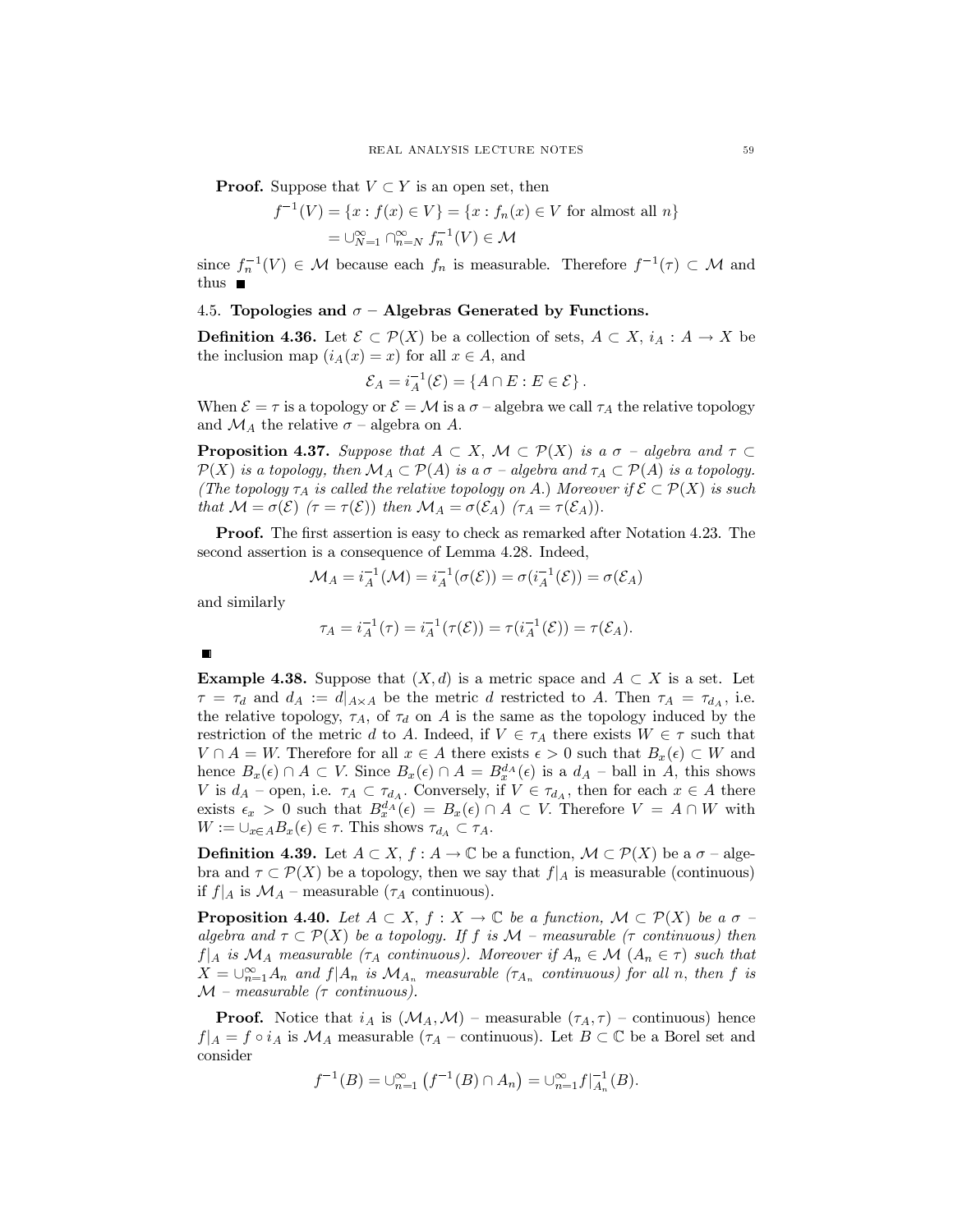**Proof.** Suppose that $V \subset Y$ is an open set, then

$$f^{-1}(V) = \{x : f(x) \in V\} = \{x : f_n(x) \in V \text{ for almost all } n\}$$
$$= \cup_{N=1}^{\infty} \cap_{n=N}^{\infty} f_n^{-1}(V) \in \mathcal{M}$$

since $f_n^{-1}(V) \in \mathcal{M}$ because each $f_n$ is measurable. Therefore $f^{-1}(\tau) \subset \mathcal{M}$ and thus ■

### 4.5. Topologies and $\sigma$ – Algebras Generated by Functions.

**Definition 4.36.** Let $\mathcal{E} \subset \mathcal{P}(X)$ be a collection of sets, $A \subset X$, $i_A : A \to X$ be the inclusion map ($i_A(x) = x$) for all $x \in A$, and

$$\mathcal{E}_A = i_A^{-1}(\mathcal{E}) = \{A \cap E : E \in \mathcal{E}\}.$$

When $\mathcal{E} = \tau$ is a topology or $\mathcal{E} = \mathcal{M}$ is a $\sigma$ – algebra we call $\tau_A$ the relative topology and $\mathcal{M}_A$ the relative $\sigma$ – algebra on $A$.

**Proposition 4.37.** *Suppose that $A \subset X$, $\mathcal{M} \subset \mathcal{P}(X)$ is a $\sigma$ – algebra and $\tau \subset \mathcal{P}(X)$ is a topology, then $\mathcal{M}_A \subset \mathcal{P}(A)$ is a $\sigma$ – algebra and $\tau_A \subset \mathcal{P}(A)$ is a topology. (The topology $\tau_A$ is called the relative topology on $A$.) Moreover if $\mathcal{E} \subset \mathcal{P}(X)$ is such that $\mathcal{M} = \sigma(\mathcal{E})$ ($\tau = \tau(\mathcal{E})$) then $\mathcal{M}_A = \sigma(\mathcal{E}_A)$ ($\tau_A = \tau(\mathcal{E}_A)$).*

**Proof.** The first assertion is easy to check as remarked after Notation 4.23. The second assertion is a consequence of Lemma 4.28. Indeed,

$$\mathcal{M}_A = i_A^{-1}(\mathcal{M}) = i_A^{-1}(\sigma(\mathcal{E})) = \sigma(i_A^{-1}(\mathcal{E})) = \sigma(\mathcal{E}_A)$$

and similarly

$$\tau_A = i_A^{-1}(\tau) = i_A^{-1}(\tau(\mathcal{E})) = \tau(i_A^{-1}(\mathcal{E})) = \tau(\mathcal{E}_A).$$

■

**Example 4.38.** Suppose that $(X, d)$ is a metric space and $A \subset X$ is a set. Let $\tau = \tau_d$ and $d_A := d|_{A \times A}$ be the metric $d$ restricted to $A$. Then $\tau_A = \tau_{d_A}$, i.e. the relative topology, $\tau_A$, of $\tau_d$ on $A$ is the same as the topology induced by the restriction of the metric $d$ to $A$. Indeed, if $V \in \tau_A$ there exists $W \in \tau$ such that $V \cap A = W$. Therefore for all $x \in A$ there exists $\epsilon > 0$ such that $B_x(\epsilon) \subset W$ and hence $B_x(\epsilon) \cap A \subset V$. Since $B_x(\epsilon) \cap A = B_x^{d_A}(\epsilon)$ is a $d_A$ – ball in $A$, this shows $V$ is $d_A$ – open, i.e. $\tau_A \subset \tau_{d_A}$. Conversely, if $V \in \tau_{d_A}$, then for each $x \in A$ there exists $\epsilon_x > 0$ such that $B_x^{d_A}(\epsilon) = B_x(\epsilon) \cap A \subset V$. Therefore $V = A \cap W$ with $W := \cup_{x \in A} B_x(\epsilon) \in \tau$. This shows $\tau_{d_A} \subset \tau_A$.

**Definition 4.39.** Let $A \subset X$, $f : A \to \mathbb{C}$ be a function, $\mathcal{M} \subset \mathcal{P}(X)$ be a $\sigma$ – algebra and $\tau \subset \mathcal{P}(X)$ be a topology, then we say that $f|_A$ is measurable (continuous) if $f|_A$ is $\mathcal{M}_A$ – measurable ($\tau_A$ continuous).

**Proposition 4.40.** *Let $A \subset X$, $f : X \to \mathbb{C}$ be a function, $\mathcal{M} \subset \mathcal{P}(X)$ be a $\sigma$ – algebra and $\tau \subset \mathcal{P}(X)$ be a topology. If $f$ is $\mathcal{M}$ – measurable ($\tau$ continuous) then $f|_A$ is $\mathcal{M}_A$ measurable ($\tau_A$ continuous). Moreover if $A_n \in \mathcal{M}$ ($A_n \in \tau$) such that $X = \cup_{n=1}^{\infty} A_n$ and $f|A_n$ is $\mathcal{M}_{A_n}$ measurable ($\tau_{A_n}$ continuous) for all $n$, then $f$ is $\mathcal{M}$ – measurable ($\tau$ continuous).*

**Proof.** Notice that $i_A$ is $(\mathcal{M}_A, \mathcal{M})$ – measurable $(\tau_A, \tau)$ – continuous) hence $f|_A = f \circ i_A$ is $\mathcal{M}_A$ measurable ($\tau_A$ – continuous). Let $B \subset \mathbb{C}$ be a Borel set and consider

$$f^{-1}(B) = \cup_{n=1}^{\infty} \left(f^{-1}(B) \cap A_n\right) = \cup_{n=1}^{\infty} f|_{A_n}^{-1}(B).$$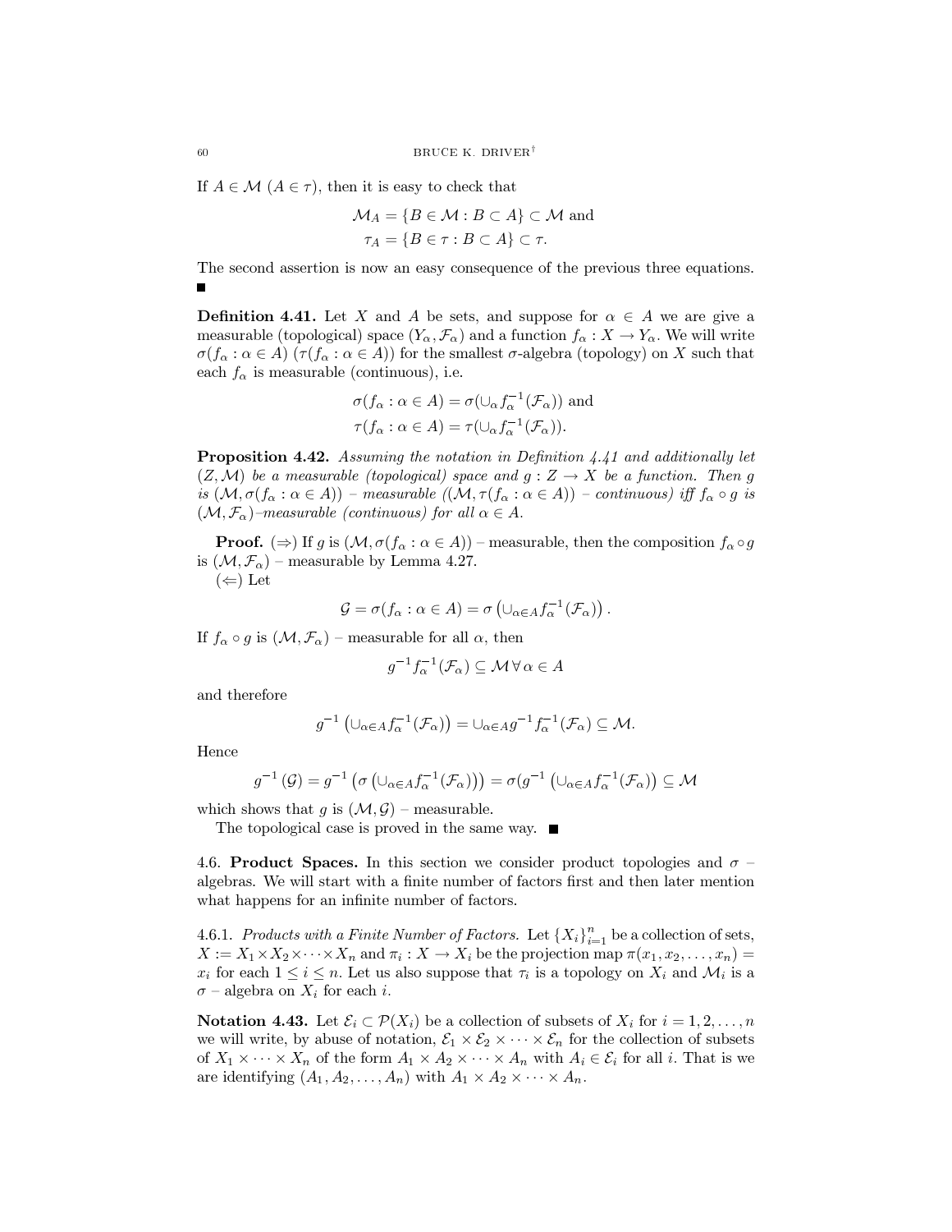If $A \in \mathcal{M}$ ($A \in \tau$), then it is easy to check that

$$\mathcal{M}_A = \{B \in \mathcal{M} : B \subset A\} \subset \mathcal{M} \text{ and}$$
$$\tau_A = \{B \in \tau : B \subset A\} \subset \tau.$$

The second assertion is now an easy consequence of the previous three equations. ∎

**Definition 4.41.** Let $X$ and $A$ be sets, and suppose for $\alpha \in A$ we are give a measurable (topological) space $(Y_\alpha, \mathcal{F}_\alpha)$ and a function $f_\alpha : X \to Y_\alpha$. We will write $\sigma(f_\alpha : \alpha \in A)$ ($\tau(f_\alpha : \alpha \in A)$) for the smallest $\sigma$-algebra (topology) on $X$ such that each $f_\alpha$ is measurable (continuous), i.e.

$$\sigma(f_\alpha : \alpha \in A) = \sigma(\cup_\alpha f_\alpha^{-1}(\mathcal{F}_\alpha)) \text{ and}$$
$$\tau(f_\alpha : \alpha \in A) = \tau(\cup_\alpha f_\alpha^{-1}(\mathcal{F}_\alpha)).$$

**Proposition 4.42.** *Assuming the notation in Definition 4.41 and additionally let $(Z, \mathcal{M})$ be a measurable (topological) space and $g : Z \to X$ be a function. Then $g$ is $(\mathcal{M}, \sigma(f_\alpha : \alpha \in A))$ – measurable $((\mathcal{M}, \tau(f_\alpha : \alpha \in A))$ – continuous) iff $f_\alpha \circ g$ is $(\mathcal{M}, \mathcal{F}_\alpha)$–measurable (continuous) for all $\alpha \in A$.*

**Proof.** ($\Rightarrow$) If $g$ is $(\mathcal{M}, \sigma(f_\alpha : \alpha \in A))$ – measurable, then the composition $f_\alpha \circ g$ is $(\mathcal{M}, \mathcal{F}_\alpha)$ – measurable by Lemma 4.27.

($\Leftarrow$) Let

$$\mathcal{G} = \sigma(f_\alpha : \alpha \in A) = \sigma\left(\cup_{\alpha \in A} f_\alpha^{-1}(\mathcal{F}_\alpha)\right).$$

If $f_\alpha \circ g$ is $(\mathcal{M}, \mathcal{F}_\alpha)$ – measurable for all $\alpha$, then

$$g^{-1} f_\alpha^{-1}(\mathcal{F}_\alpha) \subseteq \mathcal{M} \, \forall \, \alpha \in A$$

and therefore

$$g^{-1}\left(\cup_{\alpha \in A} f_\alpha^{-1}(\mathcal{F}_\alpha)\right) = \cup_{\alpha \in A} g^{-1} f_\alpha^{-1}(\mathcal{F}_\alpha) \subseteq \mathcal{M}.$$

Hence

$$g^{-1}(\mathcal{G}) = g^{-1}\left(\sigma\left(\cup_{\alpha \in A} f_\alpha^{-1}(\mathcal{F}_\alpha)\right)\right) = \sigma(g^{-1}\left(\cup_{\alpha \in A} f_\alpha^{-1}(\mathcal{F}_\alpha)\right) \subseteq \mathcal{M}$$

which shows that $g$ is $(\mathcal{M}, \mathcal{G})$ – measurable.

The topological case is proved in the same way. ∎

4.6. **Product Spaces.** In this section we consider product topologies and $\sigma$ – algebras. We will start with a finite number of factors first and then later mention what happens for an infinite number of factors.

4.6.1. *Products with a Finite Number of Factors.* Let $\{X_i\}_{i=1}^n$ be a collection of sets, $X := X_1 \times X_2 \times \cdots \times X_n$ and $\pi_i : X \to X_i$ be the projection map $\pi(x_1, x_2, \ldots, x_n) = x_i$ for each $1 \leq i \leq n$. Let us also suppose that $\tau_i$ is a topology on $X_i$ and $\mathcal{M}_i$ is a $\sigma$ – algebra on $X_i$ for each $i$.

**Notation 4.43.** Let $\mathcal{E}_i \subset \mathcal{P}(X_i)$ be a collection of subsets of $X_i$ for $i = 1, 2, \ldots, n$ we will write, by abuse of notation, $\mathcal{E}_1 \times \mathcal{E}_2 \times \cdots \times \mathcal{E}_n$ for the collection of subsets of $X_1 \times \cdots \times X_n$ of the form $A_1 \times A_2 \times \cdots \times A_n$ with $A_i \in \mathcal{E}_i$ for all $i$. That is we are identifying $(A_1, A_2, \ldots, A_n)$ with $A_1 \times A_2 \times \cdots \times A_n$.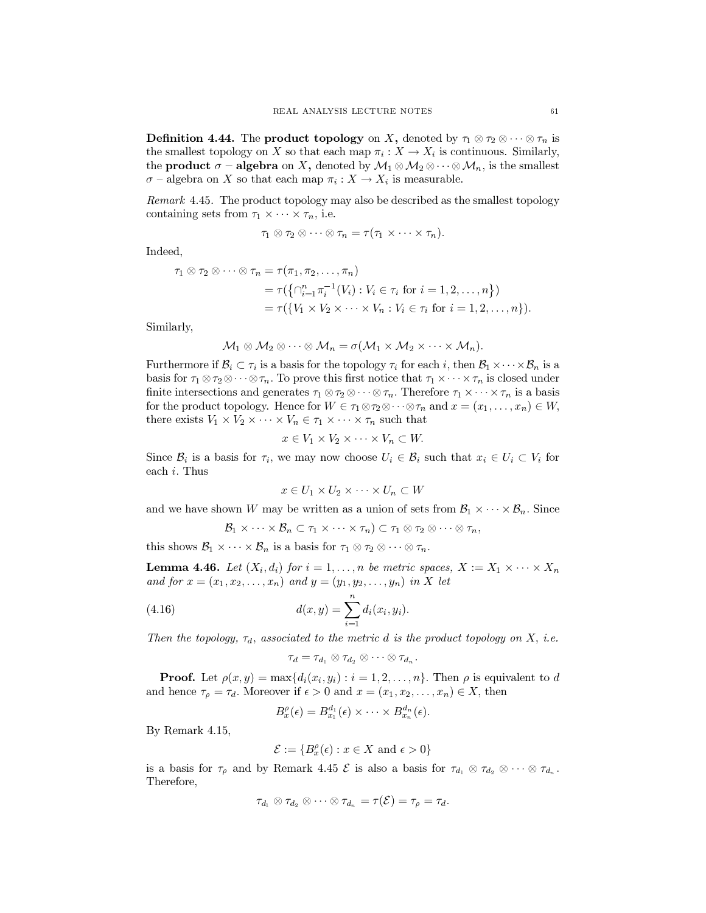**Definition 4.44.** The **product topology** on $X,$ denoted by $\tau_1 \otimes \tau_2 \otimes \cdots \otimes \tau_n$ is the smallest topology on $X$ so that each map $\pi_i : X \to X_i$ is continuous. Similarly, the **product $\sigma$ – algebra** on $X,$ denoted by $\mathcal{M}_1 \otimes \mathcal{M}_2 \otimes \cdots \otimes \mathcal{M}_n$, is the smallest $\sigma$ – algebra on $X$ so that each map $\pi_i : X \to X_i$ is measurable.

*Remark* 4.45. The product topology may also be described as the smallest topology containing sets from $\tau_1 \times \cdots \times \tau_n$, i.e.

$$\tau_1 \otimes \tau_2 \otimes \cdots \otimes \tau_n = \tau(\tau_1 \times \cdots \times \tau_n).$$

Indeed,

$$\begin{aligned}
\tau_1 \otimes \tau_2 \otimes \cdots \otimes \tau_n &= \tau(\pi_1, \pi_2, \ldots, \pi_n) \\
&= \tau(\{\cap_{i=1}^n \pi_i^{-1}(V_i) : V_i \in \tau_i \text{ for } i = 1, 2, \ldots, n\}) \\
&= \tau(\{V_1 \times V_2 \times \cdots \times V_n : V_i \in \tau_i \text{ for } i = 1, 2, \ldots, n\}).
\end{aligned}$$

Similarly,

$$\mathcal{M}_1 \otimes \mathcal{M}_2 \otimes \cdots \otimes \mathcal{M}_n = \sigma(\mathcal{M}_1 \times \mathcal{M}_2 \times \cdots \times \mathcal{M}_n).$$

Furthermore if $\mathcal{B}_i \subset \tau_i$ is a basis for the topology $\tau_i$ for each $i$, then $\mathcal{B}_1 \times \cdots \times \mathcal{B}_n$ is a basis for $\tau_1 \otimes \tau_2 \otimes \cdots \otimes \tau_n$. To prove this first notice that $\tau_1 \times \cdots \times \tau_n$ is closed under finite intersections and generates $\tau_1 \otimes \tau_2 \otimes \cdots \otimes \tau_n$. Therefore $\tau_1 \times \cdots \times \tau_n$ is a basis for the product topology. Hence for $W \in \tau_1 \otimes \tau_2 \otimes \cdots \otimes \tau_n$ and $x = (x_1, \ldots, x_n) \in W$, there exists $V_1 \times V_2 \times \cdots \times V_n \in \tau_1 \times \cdots \times \tau_n$ such that

$$x \in V_1 \times V_2 \times \cdots \times V_n \subset W.$$

Since $\mathcal{B}_i$ is a basis for $\tau_i$, we may now choose $U_i \in \mathcal{B}_i$ such that $x_i \in U_i \subset V_i$ for each $i$. Thus

$$x \in U_1 \times U_2 \times \cdots \times U_n \subset W$$

and we have shown $W$ may be written as a union of sets from $\mathcal{B}_1 \times \cdots \times \mathcal{B}_n$. Since

$$\mathcal{B}_1 \times \cdots \times \mathcal{B}_n \subset \tau_1 \times \cdots \times \tau_n) \subset \tau_1 \otimes \tau_2 \otimes \cdots \otimes \tau_n,$$

this shows $\mathcal{B}_1 \times \cdots \times \mathcal{B}_n$ is a basis for $\tau_1 \otimes \tau_2 \otimes \cdots \otimes \tau_n$.

**Lemma 4.46.** *Let $(X_i, d_i)$ for $i = 1, \ldots, n$ be metric spaces, $X := X_1 \times \cdots \times X_n$ and for $x = (x_1, x_2, \ldots, x_n)$ and $y = (y_1, y_2, \ldots, y_n)$ in $X$ let*

$$d(x, y) = \sum_{i=1}^n d_i(x_i, y_i). \tag{4.16}$$

*Then the topology, $\tau_d$, associated to the metric $d$ is the product topology on $X$, i.e.*

$$\tau_d = \tau_{d_1} \otimes \tau_{d_2} \otimes \cdots \otimes \tau_{d_n}.$$

**Proof.** Let $\rho(x, y) = \max\{d_i(x_i, y_i) : i = 1, 2, \ldots, n\}$. Then $\rho$ is equivalent to $d$ and hence $\tau_\rho = \tau_d$. Moreover if $\epsilon > 0$ and $x = (x_1, x_2, \ldots, x_n) \in X$, then

$$B_x^\rho(\epsilon) = B_{x_1}^{d_1}(\epsilon) \times \cdots \times B_{x_n}^{d_n}(\epsilon).$$

By Remark 4.15,

$$\mathcal{E} := \{B_x^\rho(\epsilon) : x \in X \text{ and } \epsilon > 0\}$$

is a basis for $\tau_\rho$ and by Remark 4.45 $\mathcal{E}$ is also a basis for $\tau_{d_1} \otimes \tau_{d_2} \otimes \cdots \otimes \tau_{d_n}$. Therefore,

$$\tau_{d_1} \otimes \tau_{d_2} \otimes \cdots \otimes \tau_{d_n} = \tau(\mathcal{E}) = \tau_\rho = \tau_d.$$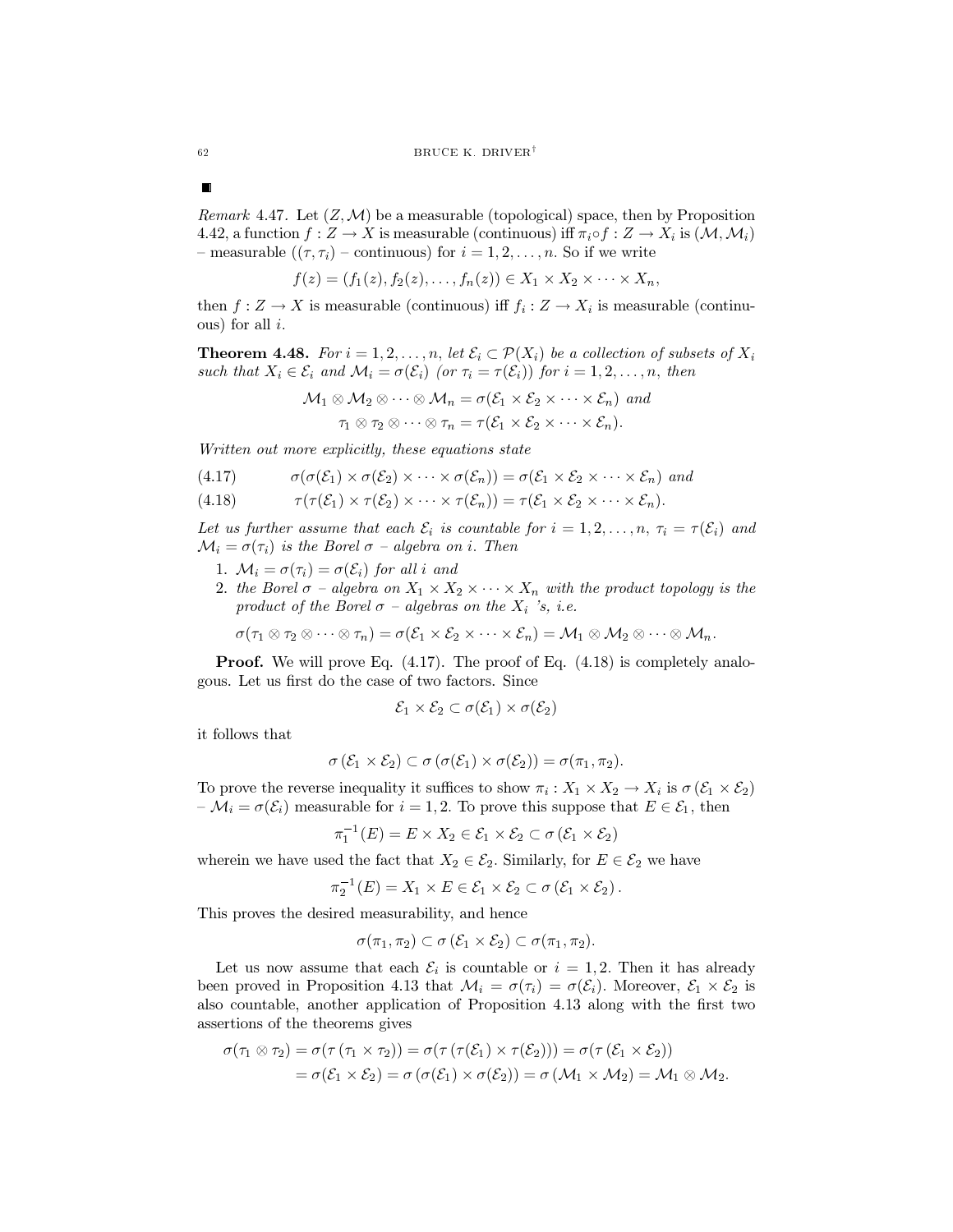■

*Remark* 4.47. Let $(Z, \mathcal{M})$ be a measurable (topological) space, then by Proposition 4.42, a function $f : Z \to X$ is measurable (continuous) iff $\pi_i \circ f : Z \to X_i$ is $(\mathcal{M}, \mathcal{M}_i)$ – measurable $((\tau, \tau_i)$ – continuous) for $i = 1, 2, \ldots, n$. So if we write

$$f(z) = (f_1(z), f_2(z), \ldots, f_n(z)) \in X_1 \times X_2 \times \cdots \times X_n,$$

then $f : Z \to X$ is measurable (continuous) iff $f_i : Z \to X_i$ is measurable (continuous) for all $i$.

**Theorem 4.48.** *For $i = 1, 2, \ldots, n$, let $\mathcal{E}_i \subset \mathcal{P}(X_i)$ be a collection of subsets of $X_i$ such that $X_i \in \mathcal{E}_i$ and $\mathcal{M}_i = \sigma(\mathcal{E}_i)$ (or $\tau_i = \tau(\mathcal{E}_i)$) for $i = 1, 2, \ldots, n$, then*

$$\mathcal{M}_1 \otimes \mathcal{M}_2 \otimes \cdots \otimes \mathcal{M}_n = \sigma(\mathcal{E}_1 \times \mathcal{E}_2 \times \cdots \times \mathcal{E}_n) \text{ and}$$
$$\tau_1 \otimes \tau_2 \otimes \cdots \otimes \tau_n = \tau(\mathcal{E}_1 \times \mathcal{E}_2 \times \cdots \times \mathcal{E}_n).$$

*Written out more explicitly, these equations state*

$$\sigma(\sigma(\mathcal{E}_1) \times \sigma(\mathcal{E}_2) \times \cdots \times \sigma(\mathcal{E}_n)) = \sigma(\mathcal{E}_1 \times \mathcal{E}_2 \times \cdots \times \mathcal{E}_n) \text{ and} \tag{4.17}$$

$$\tau(\tau(\mathcal{E}_1) \times \tau(\mathcal{E}_2) \times \cdots \times \tau(\mathcal{E}_n)) = \tau(\mathcal{E}_1 \times \mathcal{E}_2 \times \cdots \times \mathcal{E}_n). \tag{4.18}$$

*Let us further assume that each $\mathcal{E}_i$ is countable for $i = 1, 2, \ldots, n$, $\tau_i = \tau(\mathcal{E}_i)$ and $\mathcal{M}_i = \sigma(\tau_i)$ is the Borel $\sigma$ – algebra on $i$. Then*

1. *$\mathcal{M}_i = \sigma(\tau_i) = \sigma(\mathcal{E}_i)$ for all $i$ and*
2. *the Borel $\sigma$ – algebra on $X_1 \times X_2 \times \cdots \times X_n$ with the product topology is the product of the Borel $\sigma$ – algebras on the $X_i$ 's, i.e.*

$$\sigma(\tau_1 \otimes \tau_2 \otimes \cdots \otimes \tau_n) = \sigma(\mathcal{E}_1 \times \mathcal{E}_2 \times \cdots \times \mathcal{E}_n) = \mathcal{M}_1 \otimes \mathcal{M}_2 \otimes \cdots \otimes \mathcal{M}_n.$$

**Proof.** We will prove Eq. (4.17). The proof of Eq. (4.18) is completely analogous. Let us first do the case of two factors. Since

$$\mathcal{E}_1 \times \mathcal{E}_2 \subset \sigma(\mathcal{E}_1) \times \sigma(\mathcal{E}_2)$$

it follows that

$$\sigma\left(\mathcal{E}_1 \times \mathcal{E}_2\right) \subset \sigma\left(\sigma(\mathcal{E}_1) \times \sigma(\mathcal{E}_2)\right) = \sigma(\pi_1, \pi_2).$$

To prove the reverse inequality it suffices to show $\pi_i : X_1 \times X_2 \to X_i$ is $\sigma\left(\mathcal{E}_1 \times \mathcal{E}_2\right)$ – $\mathcal{M}_i = \sigma(\mathcal{E}_i)$ measurable for $i = 1, 2$. To prove this suppose that $E \in \mathcal{E}_1$, then

$$\pi_1^{-1}(E) = E \times X_2 \in \mathcal{E}_1 \times \mathcal{E}_2 \subset \sigma\left(\mathcal{E}_1 \times \mathcal{E}_2\right)$$

wherein we have used the fact that $X_2 \in \mathcal{E}_2$. Similarly, for $E \in \mathcal{E}_2$ we have

$$\pi_2^{-1}(E) = X_1 \times E \in \mathcal{E}_1 \times \mathcal{E}_2 \subset \sigma\left(\mathcal{E}_1 \times \mathcal{E}_2\right).$$

This proves the desired measurability, and hence

$$\sigma(\pi_1, \pi_2) \subset \sigma\left(\mathcal{E}_1 \times \mathcal{E}_2\right) \subset \sigma(\pi_1, \pi_2).$$

Let us now assume that each $\mathcal{E}_i$ is countable or $i = 1, 2$. Then it has already been proved in Proposition 4.13 that $\mathcal{M}_i = \sigma(\tau_i) = \sigma(\mathcal{E}_i)$. Moreover, $\mathcal{E}_1 \times \mathcal{E}_2$ is also countable, another application of Proposition 4.13 along with the first two assertions of the theorems gives

$$\begin{aligned}
\sigma(\tau_1 \otimes \tau_2) &= \sigma(\tau\left(\tau_1 \times \tau_2\right)) = \sigma(\tau\left(\tau(\mathcal{E}_1) \times \tau(\mathcal{E}_2)\right)) = \sigma(\tau\left(\mathcal{E}_1 \times \mathcal{E}_2\right)) \\
&= \sigma(\mathcal{E}_1 \times \mathcal{E}_2) = \sigma\left(\sigma(\mathcal{E}_1) \times \sigma(\mathcal{E}_2)\right) = \sigma\left(\mathcal{M}_1 \times \mathcal{M}_2\right) = \mathcal{M}_1 \otimes \mathcal{M}_2.
\end{aligned}$$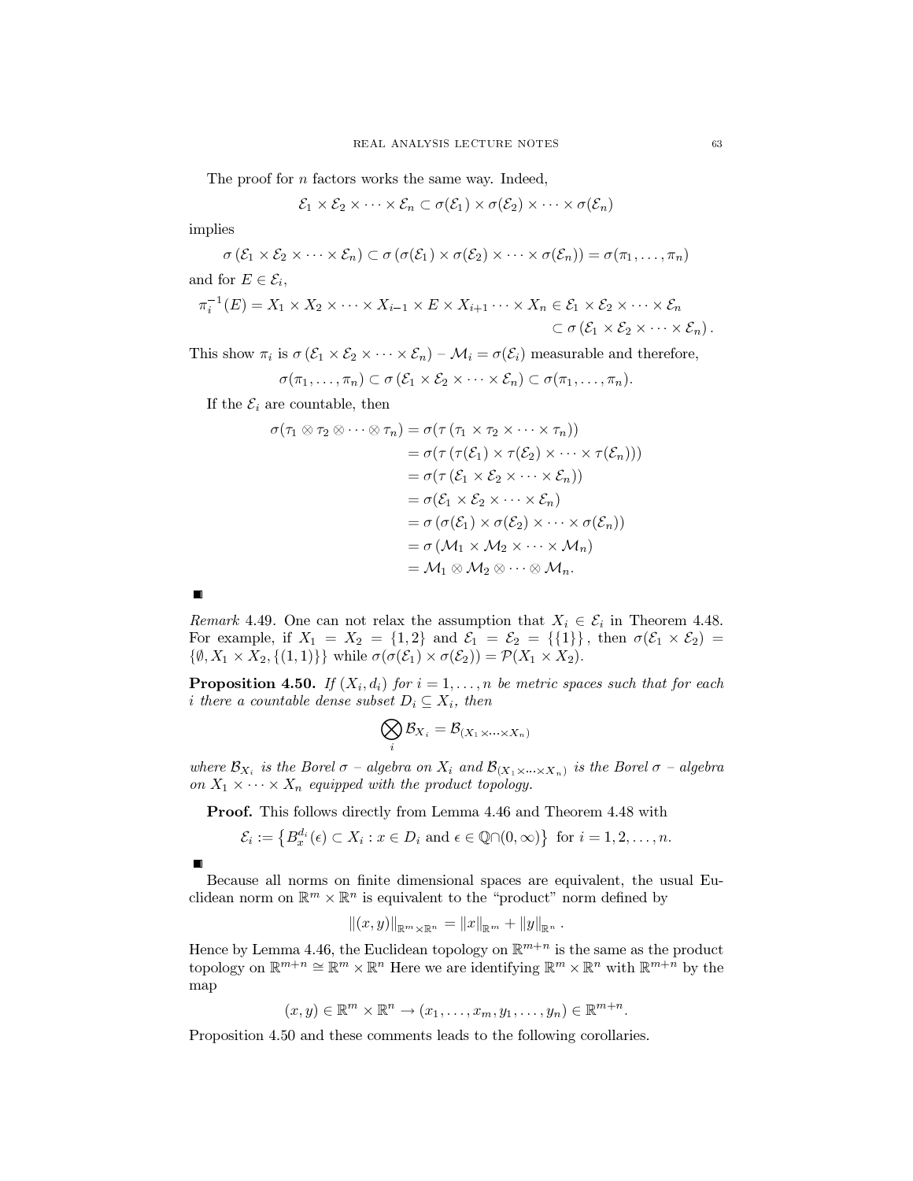The proof for $n$ factors works the same way. Indeed,

$$\mathcal{E}_1 \times \mathcal{E}_2 \times \cdots \times \mathcal{E}_n \subset \sigma(\mathcal{E}_1) \times \sigma(\mathcal{E}_2) \times \cdots \times \sigma(\mathcal{E}_n)$$

implies

$$\sigma\left(\mathcal{E}_1 \times \mathcal{E}_2 \times \cdots \times \mathcal{E}_n\right) \subset \sigma\left(\sigma(\mathcal{E}_1) \times \sigma(\mathcal{E}_2) \times \cdots \times \sigma(\mathcal{E}_n)\right) = \sigma(\pi_1, \ldots, \pi_n)$$

and for $E \in \mathcal{E}_i$,

$$\pi_i^{-1}(E) = X_1 \times X_2 \times \cdots \times X_{i-1} \times E \times X_{i+1} \cdots \times X_n \in \mathcal{E}_1 \times \mathcal{E}_2 \times \cdots \times \mathcal{E}_n \subset \sigma\left(\mathcal{E}_1 \times \mathcal{E}_2 \times \cdots \times \mathcal{E}_n\right).$$

This show $\pi_i$ is $\sigma\left(\mathcal{E}_1 \times \mathcal{E}_2 \times \cdots \times \mathcal{E}_n\right)$ – $\mathcal{M}_i = \sigma(\mathcal{E}_i)$ measurable and therefore,

$$\sigma(\pi_1, \ldots, \pi_n) \subset \sigma\left(\mathcal{E}_1 \times \mathcal{E}_2 \times \cdots \times \mathcal{E}_n\right) \subset \sigma(\pi_1, \ldots, \pi_n).$$

If the $\mathcal{E}_i$ are countable, then

$$\begin{aligned}
\sigma(\tau_1 \otimes \tau_2 \otimes \cdots \otimes \tau_n) &= \sigma(\tau\left(\tau_1 \times \tau_2 \times \cdots \times \tau_n\right)) \\
&= \sigma(\tau\left(\tau(\mathcal{E}_1) \times \tau(\mathcal{E}_2) \times \cdots \times \tau(\mathcal{E}_n)\right)) \\
&= \sigma(\tau\left(\mathcal{E}_1 \times \mathcal{E}_2 \times \cdots \times \mathcal{E}_n\right)) \\
&= \sigma(\mathcal{E}_1 \times \mathcal{E}_2 \times \cdots \times \mathcal{E}_n) \\
&= \sigma\left(\sigma(\mathcal{E}_1) \times \sigma(\mathcal{E}_2) \times \cdots \times \sigma(\mathcal{E}_n)\right) \\
&= \sigma\left(\mathcal{M}_1 \times \mathcal{M}_2 \times \cdots \times \mathcal{M}_n\right) \\
&= \mathcal{M}_1 \otimes \mathcal{M}_2 \otimes \cdots \otimes \mathcal{M}_n.
\end{aligned}$$

■

*Remark* 4.49. One can not relax the assumption that $X_i \in \mathcal{E}_i$ in Theorem 4.48. For example, if $X_1 = X_2 = \{1, 2\}$ and $\mathcal{E}_1 = \mathcal{E}_2 = \{\{1\}\}$, then $\sigma(\mathcal{E}_1 \times \mathcal{E}_2) = \{\emptyset, X_1 \times X_2, \{(1,1)\}\}$ while $\sigma(\sigma(\mathcal{E}_1) \times \sigma(\mathcal{E}_2)) = \mathcal{P}(X_1 \times X_2)$.

**Proposition 4.50.** *If $(X_i, d_i)$ for $i = 1, \ldots, n$ be metric spaces such that for each $i$ there a countable dense subset $D_i \subseteq X_i$, then*

$$\bigotimes_i \mathcal{B}_{X_i} = \mathcal{B}_{(X_1 \times \cdots \times X_n)}$$

*where $\mathcal{B}_{X_i}$ is the Borel $\sigma$ – algebra on $X_i$ and $\mathcal{B}_{(X_1 \times \cdots \times X_n)}$ is the Borel $\sigma$ – algebra on $X_1 \times \cdots \times X_n$ equipped with the product topology.*

**Proof.** This follows directly from Lemma 4.46 and Theorem 4.48 with

$$\mathcal{E}_i := \left\{B_x^{d_i}(\epsilon) \subset X_i : x \in D_i \text{ and } \epsilon \in \mathbb{Q} \cap (0, \infty)\right\} \text{ for } i = 1, 2, \ldots, n.$$

■

Because all norms on finite dimensional spaces are equivalent, the usual Euclidean norm on $\mathbb{R}^m \times \mathbb{R}^n$ is equivalent to the "product" norm defined by

$$\|(x, y)\|_{\mathbb{R}^m \times \mathbb{R}^n} = \|x\|_{\mathbb{R}^m} + \|y\|_{\mathbb{R}^n}.$$

Hence by Lemma 4.46, the Euclidean topology on $\mathbb{R}^{m+n}$ is the same as the product topology on $\mathbb{R}^{m+n} \cong \mathbb{R}^m \times \mathbb{R}^n$ Here we are identifying $\mathbb{R}^m \times \mathbb{R}^n$ with $\mathbb{R}^{m+n}$ by the map

$$(x, y) \in \mathbb{R}^m \times \mathbb{R}^n \to (x_1, \ldots, x_m, y_1, \ldots, y_n) \in \mathbb{R}^{m+n}.$$

Proposition 4.50 and these comments leads to the following corollaries.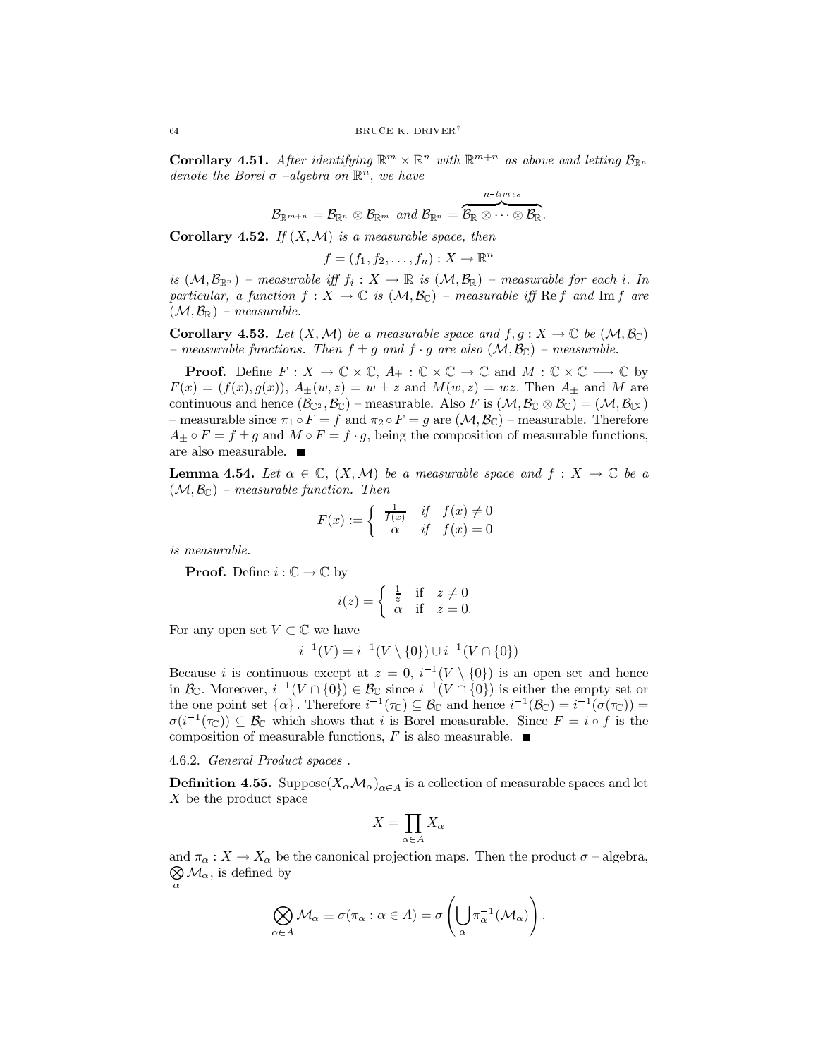**Corollary 4.51.** *After identifying $\mathbb{R}^m \times \mathbb{R}^n$ with $\mathbb{R}^{m+n}$ as above and letting $\mathcal{B}_{\mathbb{R}^n}$ denote the Borel $\sigma$ –algebra on $\mathbb{R}^n$, we have*

$$\mathcal{B}_{\mathbb{R}^{m+n}} = \mathcal{B}_{\mathbb{R}^n} \otimes \mathcal{B}_{\mathbb{R}^m} \text{ and } \mathcal{B}_{\mathbb{R}^n} = \overbrace{\mathcal{B}_{\mathbb{R}} \otimes \cdots \otimes \mathcal{B}_{\mathbb{R}}}^{n\text{-times}}.$$

**Corollary 4.52.** *If $(X, \mathcal{M})$ is a measurable space, then*

$$f = (f_1, f_2, \dots, f_n) : X \to \mathbb{R}^n$$

*is $(\mathcal{M}, \mathcal{B}_{\mathbb{R}^n})$ – measurable iff $f_i : X \to \mathbb{R}$ is $(\mathcal{M}, \mathcal{B}_{\mathbb{R}})$ – measurable for each $i$. In particular, a function $f : X \to \mathbb{C}$ is $(\mathcal{M}, \mathcal{B}_{\mathbb{C}})$ – measurable iff $\operatorname{Re} f$ and $\operatorname{Im} f$ are $(\mathcal{M}, \mathcal{B}_{\mathbb{R}})$ – measurable.*

**Corollary 4.53.** *Let $(X, \mathcal{M})$ be a measurable space and $f, g : X \to \mathbb{C}$ be $(\mathcal{M}, \mathcal{B}_{\mathbb{C}})$ – measurable functions. Then $f \pm g$ and $f \cdot g$ are also $(\mathcal{M}, \mathcal{B}_{\mathbb{C}})$ – measurable.*

**Proof.** Define $F : X \to \mathbb{C} \times \mathbb{C}$, $A_\pm : \mathbb{C} \times \mathbb{C} \to \mathbb{C}$ and $M : \mathbb{C} \times \mathbb{C} \longrightarrow \mathbb{C}$ by $F(x) = (f(x), g(x))$, $A_\pm(w, z) = w \pm z$ and $M(w, z) = wz$. Then $A_\pm$ and $M$ are continuous and hence $(\mathcal{B}_{\mathbb{C}^2}, \mathcal{B}_{\mathbb{C}})$ – measurable. Also $F$ is $(\mathcal{M}, \mathcal{B}_{\mathbb{C}} \otimes \mathcal{B}_{\mathbb{C}}) = (\mathcal{M}, \mathcal{B}_{\mathbb{C}^2})$ – measurable since $\pi_1 \circ F = f$ and $\pi_2 \circ F = g$ are $(\mathcal{M}, \mathcal{B}_{\mathbb{C}})$ – measurable. Therefore $A_\pm \circ F = f \pm g$ and $M \circ F = f \cdot g$, being the composition of measurable functions, are also measurable. ∎

**Lemma 4.54.** *Let $\alpha \in \mathbb{C}$, $(X, \mathcal{M})$ be a measurable space and $f : X \to \mathbb{C}$ be a $(\mathcal{M}, \mathcal{B}_{\mathbb{C}})$ – measurable function. Then*

$$F(x) := \begin{cases} \frac{1}{f(x)} & \text{if} \quad f(x) \neq 0 \\ \alpha & \text{if} \quad f(x) = 0 \end{cases}$$

*is measurable.*

**Proof.** Define $i : \mathbb{C} \to \mathbb{C}$ by

$$i(z) = \begin{cases} \frac{1}{z} & \text{if} \quad z \neq 0 \\ \alpha & \text{if} \quad z = 0. \end{cases}$$

For any open set $V \subset \mathbb{C}$ we have

$$i^{-1}(V) = i^{-1}(V \setminus \{0\}) \cup i^{-1}(V \cap \{0\})$$

Because $i$ is continuous except at $z = 0$, $i^{-1}(V \setminus \{0\})$ is an open set and hence in $\mathcal{B}_{\mathbb{C}}$. Moreover, $i^{-1}(V \cap \{0\}) \in \mathcal{B}_{\mathbb{C}}$ since $i^{-1}(V \cap \{0\})$ is either the empty set or the one point set $\{\alpha\}$. Therefore $i^{-1}(\tau_{\mathbb{C}}) \subseteq \mathcal{B}_{\mathbb{C}}$ and hence $i^{-1}(\mathcal{B}_{\mathbb{C}}) = i^{-1}(\sigma(\tau_{\mathbb{C}})) = \sigma(i^{-1}(\tau_{\mathbb{C}})) \subseteq \mathcal{B}_{\mathbb{C}}$ which shows that $i$ is Borel measurable. Since $F = i \circ f$ is the composition of measurable functions, $F$ is also measurable. ∎

4.6.2. *General Product spaces .*

**Definition 4.55.** Suppose$(X_\alpha \mathcal{M}_\alpha)_{\alpha \in A}$ is a collection of measurable spaces and let $X$ be the product space

$$X = \prod_{\alpha \in A} X_\alpha$$

and $\pi_\alpha : X \to X_\alpha$ be the canonical projection maps. Then the product $\sigma$ – algebra, $\bigotimes_\alpha \mathcal{M}_\alpha$, is defined by

$$\bigotimes_{\alpha \in A} \mathcal{M}_\alpha \equiv \sigma(\pi_\alpha : \alpha \in A) = \sigma\left(\bigcup_\alpha \pi_\alpha^{-1}(\mathcal{M}_\alpha)\right).$$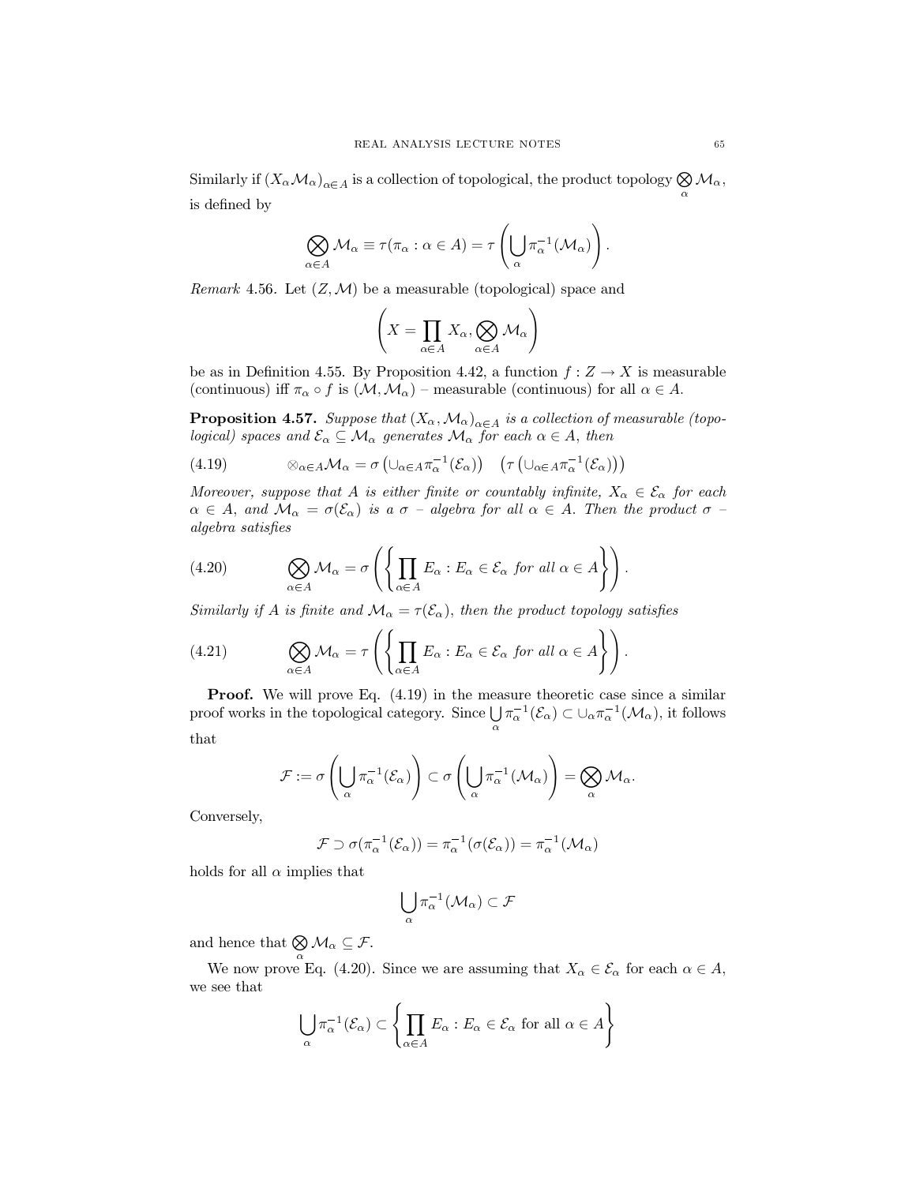Similarly if $(X_\alpha \mathcal{M}_\alpha)_{\alpha \in A}$ is a collection of topological, the product topology $\bigotimes_\alpha \mathcal{M}_\alpha$, is defined by

$$\bigotimes_{\alpha \in A} \mathcal{M}_\alpha \equiv \tau(\pi_\alpha : \alpha \in A) = \tau\left(\bigcup_\alpha \pi_\alpha^{-1}(\mathcal{M}_\alpha)\right).$$

*Remark* 4.56. Let $(Z, \mathcal{M})$ be a measurable (topological) space and

$$\left(X = \prod_{\alpha \in A} X_\alpha, \bigotimes_{\alpha \in A} \mathcal{M}_\alpha\right)$$

be as in Definition 4.55. By Proposition 4.42, a function $f : Z \to X$ is measurable (continuous) iff $\pi_\alpha \circ f$ is $(\mathcal{M}, \mathcal{M}_\alpha)$ – measurable (continuous) for all $\alpha \in A$.

**Proposition 4.57.** *Suppose that $(X_\alpha, \mathcal{M}_\alpha)_{\alpha \in A}$ is a collection of measurable (topological) spaces and $\mathcal{E}_\alpha \subseteq \mathcal{M}_\alpha$ generates $\mathcal{M}_\alpha$ for each $\alpha \in A$, then*

$$\otimes_{\alpha \in A} \mathcal{M}_\alpha = \sigma\left(\cup_{\alpha \in A} \pi_\alpha^{-1}(\mathcal{E}_\alpha)\right) \quad \left(\tau\left(\cup_{\alpha \in A} \pi_\alpha^{-1}(\mathcal{E}_\alpha)\right)\right) \tag{4.19}$$

*Moreover, suppose that $A$ is either finite or countably infinite, $X_\alpha \in \mathcal{E}_\alpha$ for each $\alpha \in A$, and $\mathcal{M}_\alpha = \sigma(\mathcal{E}_\alpha)$ is a $\sigma$ – algebra for all $\alpha \in A$. Then the product $\sigma$ – algebra satisfies*

$$\bigotimes_{\alpha \in A} \mathcal{M}_\alpha = \sigma\left(\left\{\prod_{\alpha \in A} E_\alpha : E_\alpha \in \mathcal{E}_\alpha \text{ for all } \alpha \in A\right\}\right). \tag{4.20}$$

*Similarly if $A$ is finite and $\mathcal{M}_\alpha = \tau(\mathcal{E}_\alpha)$, then the product topology satisfies*

$$\bigotimes_{\alpha \in A} \mathcal{M}_\alpha = \tau\left(\left\{\prod_{\alpha \in A} E_\alpha : E_\alpha \in \mathcal{E}_\alpha \text{ for all } \alpha \in A\right\}\right). \tag{4.21}$$

**Proof.** We will prove Eq. (4.19) in the measure theoretic case since a similar proof works in the topological category. Since $\bigcup_\alpha \pi_\alpha^{-1}(\mathcal{E}_\alpha) \subset \cup_\alpha \pi_\alpha^{-1}(\mathcal{M}_\alpha)$, it follows that

$$\mathcal{F} := \sigma\left(\bigcup_\alpha \pi_\alpha^{-1}(\mathcal{E}_\alpha)\right) \subset \sigma\left(\bigcup_\alpha \pi_\alpha^{-1}(\mathcal{M}_\alpha)\right) = \bigotimes_\alpha \mathcal{M}_\alpha.$$

Conversely,

$$\mathcal{F} \supset \sigma(\pi_\alpha^{-1}(\mathcal{E}_\alpha)) = \pi_\alpha^{-1}(\sigma(\mathcal{E}_\alpha)) = \pi_\alpha^{-1}(\mathcal{M}_\alpha)$$

holds for all $\alpha$ implies that

$$\bigcup_\alpha \pi_\alpha^{-1}(\mathcal{M}_\alpha) \subset \mathcal{F}$$

and hence that $\bigotimes_\alpha \mathcal{M}_\alpha \subseteq \mathcal{F}$.

We now prove Eq. (4.20). Since we are assuming that $X_\alpha \in \mathcal{E}_\alpha$ for each $\alpha \in A$, we see that

$$\bigcup_\alpha \pi_\alpha^{-1}(\mathcal{E}_\alpha) \subset \left\{\prod_{\alpha \in A} E_\alpha : E_\alpha \in \mathcal{E}_\alpha \text{ for all } \alpha \in A\right\}$$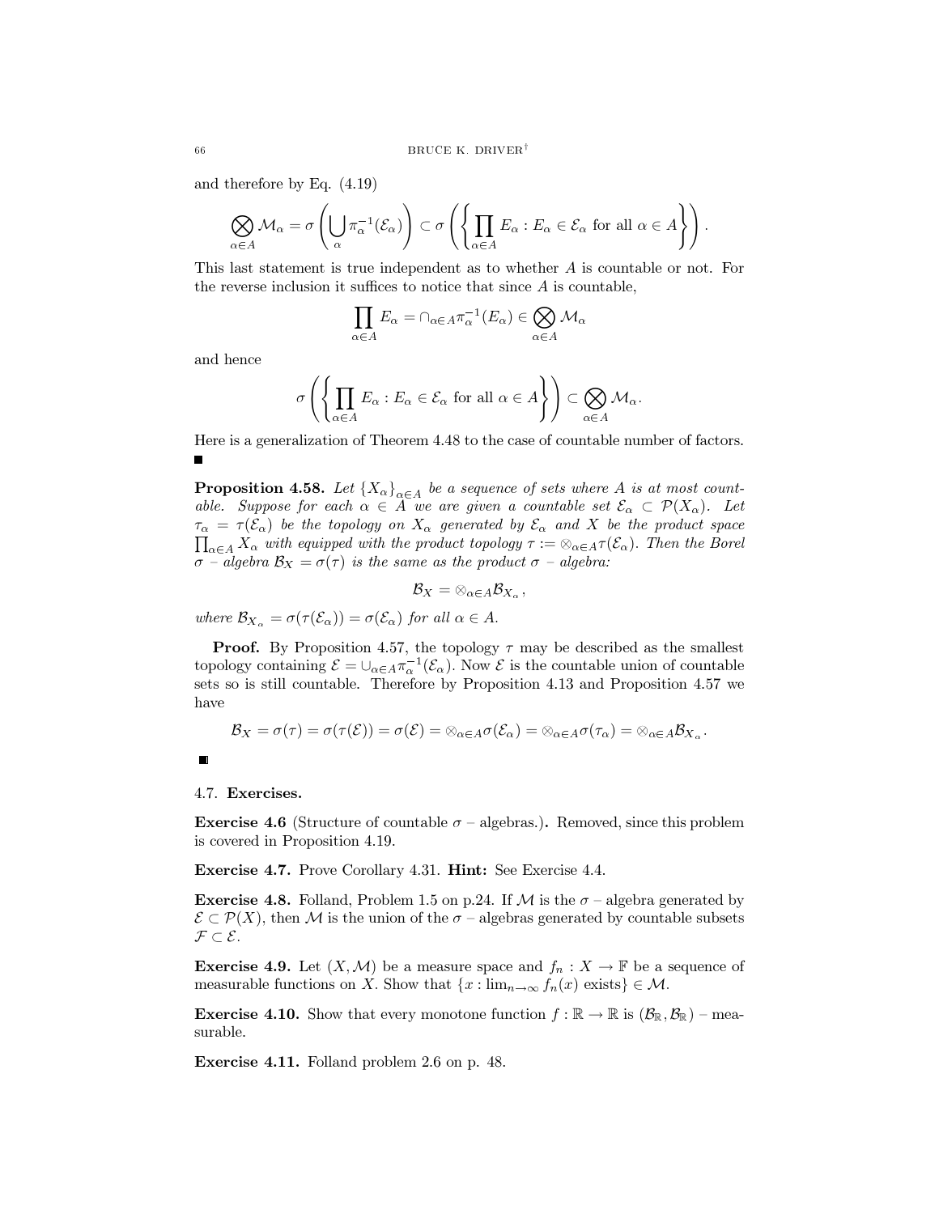and therefore by Eq. (4.19)

$$\bigotimes_{\alpha \in A} \mathcal{M}_\alpha = \sigma\left(\bigcup_\alpha \pi_\alpha^{-1}(\mathcal{E}_\alpha)\right) \subset \sigma\left(\left\{\prod_{\alpha \in A} E_\alpha : E_\alpha \in \mathcal{E}_\alpha \text{ for all } \alpha \in A\right\}\right).$$

This last statement is true independent as to whether $A$ is countable or not. For the reverse inclusion it suffices to notice that since $A$ is countable,

$$\prod_{\alpha \in A} E_\alpha = \cap_{\alpha \in A} \pi_\alpha^{-1}(E_\alpha) \in \bigotimes_{\alpha \in A} \mathcal{M}_\alpha$$

and hence

$$\sigma\left(\left\{\prod_{\alpha \in A} E_\alpha : E_\alpha \in \mathcal{E}_\alpha \text{ for all } \alpha \in A\right\}\right) \subset \bigotimes_{\alpha \in A} \mathcal{M}_\alpha.$$

Here is a generalization of Theorem 4.48 to the case of countable number of factors. ■

**Proposition 4.58.** *Let $\{X_\alpha\}_{\alpha \in A}$ be a sequence of sets where $A$ is at most countable. Suppose for each $\alpha \in A$ we are given a countable set $\mathcal{E}_\alpha \subset \mathcal{P}(X_\alpha)$. Let $\tau_\alpha = \tau(\mathcal{E}_\alpha)$ be the topology on $X_\alpha$ generated by $\mathcal{E}_\alpha$ and $X$ be the product space $\prod_{\alpha \in A} X_\alpha$ with equipped with the product topology $\tau := \otimes_{\alpha \in A} \tau(\mathcal{E}_\alpha)$. Then the Borel $\sigma$ – algebra $\mathcal{B}_X = \sigma(\tau)$ is the same as the product $\sigma$ – algebra:*

$$\mathcal{B}_X = \otimes_{\alpha \in A} \mathcal{B}_{X_\alpha},$$

*where $\mathcal{B}_{X_\alpha} = \sigma(\tau(\mathcal{E}_\alpha)) = \sigma(\mathcal{E}_\alpha)$ for all $\alpha \in A$.*

**Proof.** By Proposition 4.57, the topology $\tau$ may be described as the smallest topology containing $\mathcal{E} = \cup_{\alpha \in A} \pi_\alpha^{-1}(\mathcal{E}_\alpha)$. Now $\mathcal{E}$ is the countable union of countable sets so is still countable. Therefore by Proposition 4.13 and Proposition 4.57 we have

$$\mathcal{B}_X = \sigma(\tau) = \sigma(\tau(\mathcal{E})) = \sigma(\mathcal{E}) = \otimes_{\alpha \in A} \sigma(\mathcal{E}_\alpha) = \otimes_{\alpha \in A} \sigma(\tau_\alpha) = \otimes_{\alpha \in A} \mathcal{B}_{X_\alpha}.$$

■

## 4.7. Exercises.

**Exercise 4.6** (Structure of countable $\sigma$ – algebras.)**.** Removed, since this problem is covered in Proposition 4.19.

**Exercise 4.7.** Prove Corollary 4.31. **Hint:** See Exercise 4.4.

**Exercise 4.8.** Folland, Problem 1.5 on p.24. If $\mathcal{M}$ is the $\sigma$ – algebra generated by $\mathcal{E} \subset \mathcal{P}(X)$, then $\mathcal{M}$ is the union of the $\sigma$ – algebras generated by countable subsets $\mathcal{F} \subset \mathcal{E}$.

**Exercise 4.9.** Let $(X, \mathcal{M})$ be a measure space and $f_n : X \to \mathbb{F}$ be a sequence of measurable functions on $X$. Show that $\{x : \lim_{n\to\infty} f_n(x) \text{ exists}\} \in \mathcal{M}$.

**Exercise 4.10.** Show that every monotone function $f : \mathbb{R} \to \mathbb{R}$ is $(\mathcal{B}_\mathbb{R}, \mathcal{B}_\mathbb{R})$ – measurable.

**Exercise 4.11.** Folland problem 2.6 on p. 48.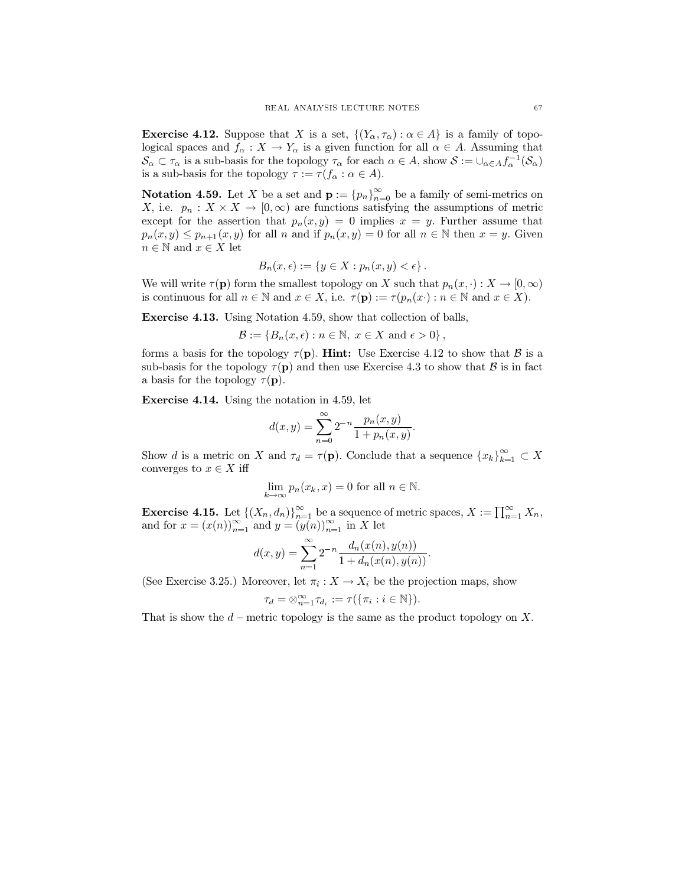**Exercise 4.12.** Suppose that $X$ is a set, $\{(Y_\alpha, \tau_\alpha) : \alpha \in A\}$ is a family of topological spaces and $f_\alpha : X \to Y_\alpha$ is a given function for all $\alpha \in A$. Assuming that $\mathcal{S}_\alpha \subset \tau_\alpha$ is a sub-basis for the topology $\tau_\alpha$ for each $\alpha \in A$, show $\mathcal{S} := \cup_{\alpha \in A} f_\alpha^{-1}(\mathcal{S}_\alpha)$ is a sub-basis for the topology $\tau := \tau(f_\alpha : \alpha \in A)$.

**Notation 4.59.** Let $X$ be a set and $\mathbf{p} := \{p_n\}_{n=0}^\infty$ be a family of semi-metrics on $X$, i.e. $p_n : X \times X \to [0, \infty)$ are functions satisfying the assumptions of metric except for the assertion that $p_n(x, y) = 0$ implies $x = y$. Further assume that $p_n(x, y) \le p_{n+1}(x, y)$ for all $n$ and if $p_n(x, y) = 0$ for all $n \in \mathbb{N}$ then $x = y$. Given $n \in \mathbb{N}$ and $x \in X$ let

$$B_n(x, \epsilon) := \{y \in X : p_n(x, y) < \epsilon\}.$$

We will write $\tau(\mathbf{p})$ form the smallest topology on $X$ such that $p_n(x, \cdot) : X \to [0, \infty)$ is continuous for all $n \in \mathbb{N}$ and $x \in X$, i.e. $\tau(\mathbf{p}) := \tau(p_n(x\cdot) : n \in \mathbb{N} \text{ and } x \in X)$.

**Exercise 4.13.** Using Notation 4.59, show that collection of balls,

$$\mathcal{B} := \{B_n(x, \epsilon) : n \in \mathbb{N}, \ x \in X \text{ and } \epsilon > 0\},$$

forms a basis for the topology $\tau(\mathbf{p})$. **Hint:** Use Exercise 4.12 to show that $\mathcal{B}$ is a sub-basis for the topology $\tau(\mathbf{p})$ and then use Exercise 4.3 to show that $\mathcal{B}$ is in fact a basis for the topology $\tau(\mathbf{p})$.

**Exercise 4.14.** Using the notation in 4.59, let

$$d(x, y) = \sum_{n=0}^\infty 2^{-n} \frac{p_n(x, y)}{1 + p_n(x, y)}.$$

Show $d$ is a metric on $X$ and $\tau_d = \tau(\mathbf{p})$. Conclude that a sequence $\{x_k\}_{k=1}^\infty \subset X$ converges to $x \in X$ iff

$$\lim_{k \to \infty} p_n(x_k, x) = 0 \text{ for all } n \in \mathbb{N}.$$

**Exercise 4.15.** Let $\{(X_n, d_n)\}_{n=1}^\infty$ be a sequence of metric spaces, $X := \prod_{n=1}^\infty X_n$, and for $x = (x(n))_{n=1}^\infty$ and $y = (y(n))_{n=1}^\infty$ in $X$ let

$$d(x, y) = \sum_{n=1}^\infty 2^{-n} \frac{d_n(x(n), y(n))}{1 + d_n(x(n), y(n))}.$$

(See Exercise 3.25.) Moreover, let $\pi_i : X \to X_i$ be the projection maps, show

$$\tau_d = \otimes_{n=1}^\infty \tau_{d_i} := \tau(\{\pi_i : i \in \mathbb{N}\}).$$

That is show the $d$ – metric topology is the same as the product topology on $X$.